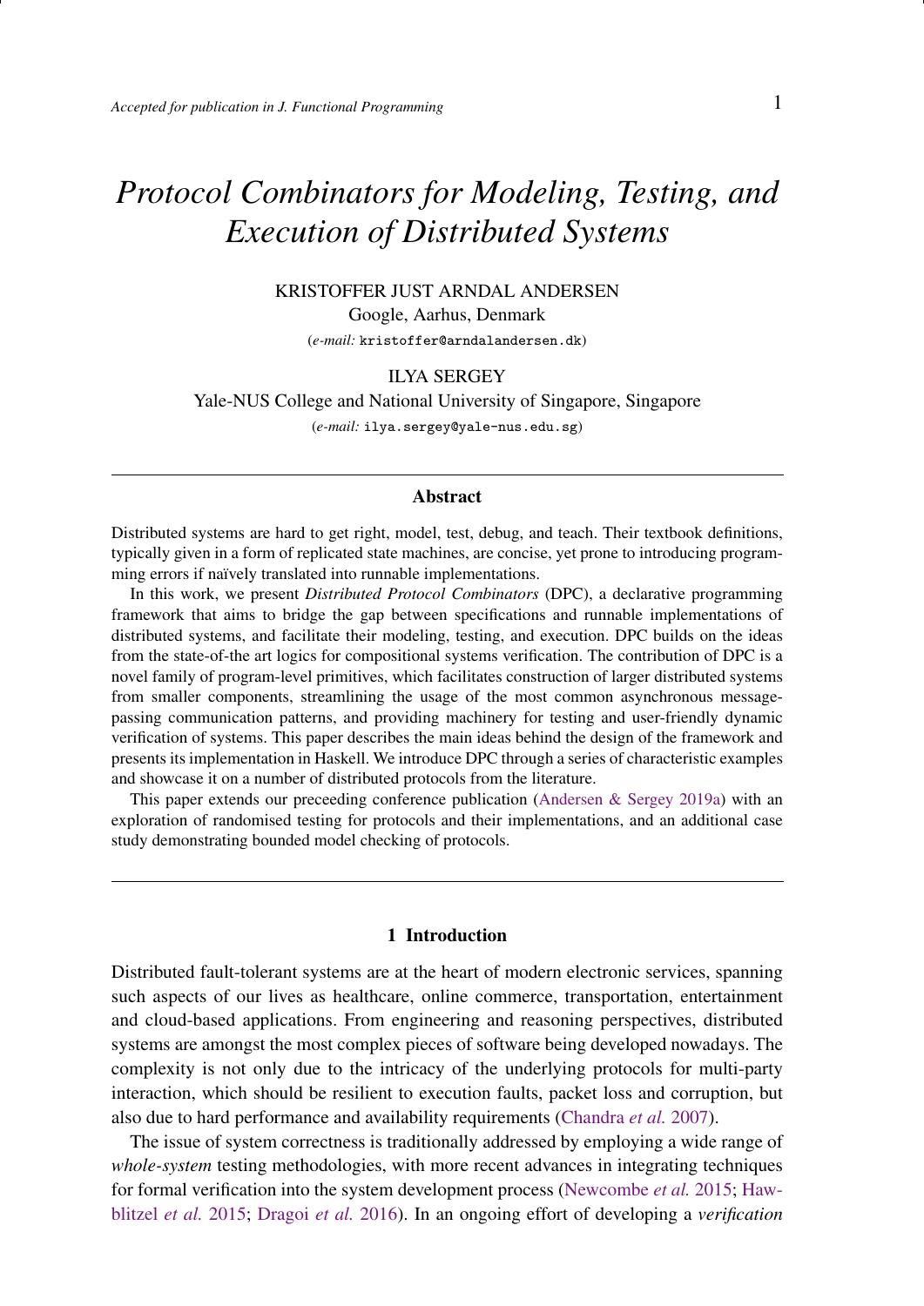*Accepted for publication in J. Functional Programming*

# *Protocol Combinators for Modeling, Testing, and Execution of Distributed Systems*

KRISTOFFER JUST ARNDAL ANDERSEN
Google, Aarhus, Denmark
(*e-mail:* `kristoffer@arndalandersen.dk`)

ILYA SERGEY
Yale-NUS College and National University of Singapore, Singapore
(*e-mail:* `ilya.sergey@yale-nus.edu.sg`)

## Abstract

Distributed systems are hard to get right, model, test, debug, and teach. Their textbook definitions, typically given in a form of replicated state machines, are concise, yet prone to introducing programming errors if naïvely translated into runnable implementations.

In this work, we present *Distributed Protocol Combinators* (DPC), a declarative programming framework that aims to bridge the gap between specifications and runnable implementations of distributed systems, and facilitate their modeling, testing, and execution. DPC builds on the ideas from the state-of-the art logics for compositional systems verification. The contribution of DPC is a novel family of program-level primitives, which facilitates construction of larger distributed systems from smaller components, streamlining the usage of the most common asynchronous message-passing communication patterns, and providing machinery for testing and user-friendly dynamic verification of systems. This paper describes the main ideas behind the design of the framework and presents its implementation in Haskell. We introduce DPC through a series of characteristic examples and showcase it on a number of distributed protocols from the literature.

This paper extends our preceeding conference publication (Andersen & Sergey 2019a) with an exploration of randomised testing for protocols and their implementations, and an additional case study demonstrating bounded model checking of protocols.

## 1 Introduction

Distributed fault-tolerant systems are at the heart of modern electronic services, spanning such aspects of our lives as healthcare, online commerce, transportation, entertainment and cloud-based applications. From engineering and reasoning perspectives, distributed systems are amongst the most complex pieces of software being developed nowadays. The complexity is not only due to the intricacy of the underlying protocols for multi-party interaction, which should be resilient to execution faults, packet loss and corruption, but also due to hard performance and availability requirements (Chandra *et al.* 2007).

The issue of system correctness is traditionally addressed by employing a wide range of *whole-system* testing methodologies, with more recent advances in integrating techniques for formal verification into the system development process (Newcombe *et al.* 2015; Hawblitzel *et al.* 2015; Dragoi *et al.* 2016). In an ongoing effort of developing a *verification*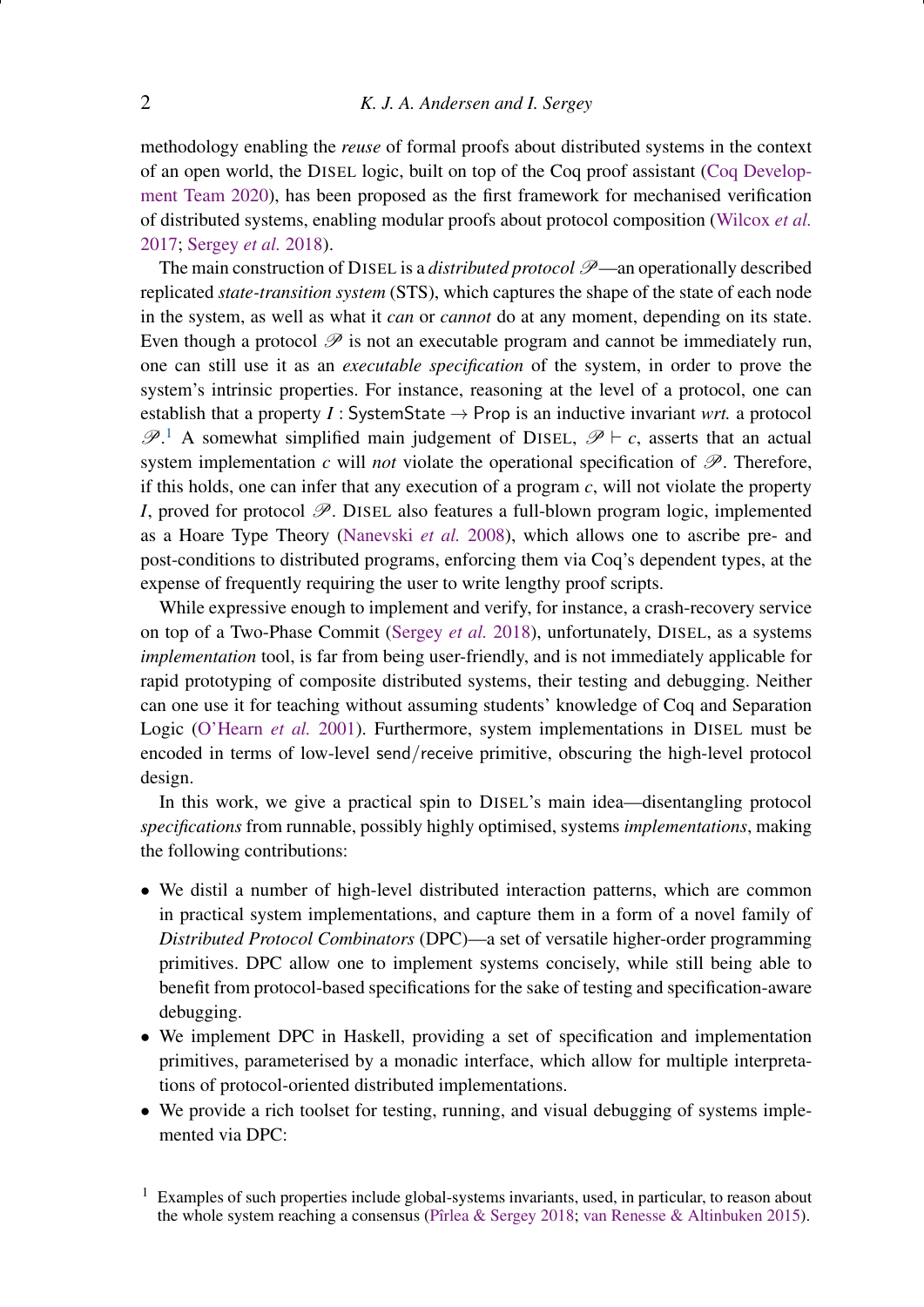methodology enabling the *reuse* of formal proofs about distributed systems in the context of an open world, the DISEL logic, built on top of the Coq proof assistant (Coq Development Team 2020), has been proposed as the first framework for mechanised verification of distributed systems, enabling modular proofs about protocol composition (Wilcox *et al.* 2017; Sergey *et al.* 2018).

The main construction of DISEL is a *distributed protocol* $\mathscr{P}$—an operationally described replicated *state-transition system* (STS), which captures the shape of the state of each node in the system, as well as what it *can* or *cannot* do at any moment, depending on its state. Even though a protocol $\mathscr{P}$ is not an executable program and cannot be immediately run, one can still use it as an *executable specification* of the system, in order to prove the system's intrinsic properties. For instance, reasoning at the level of a protocol, one can establish that a property $I : \mathsf{SystemState} \rightarrow \mathsf{Prop}$ is an inductive invariant *wrt.* a protocol $\mathscr{P}$.[1] A somewhat simplified main judgement of DISEL, $\mathscr{P} \vdash c$, asserts that an actual system implementation $c$ will *not* violate the operational specification of $\mathscr{P}$. Therefore, if this holds, one can infer that any execution of a program $c$, will not violate the property $I$, proved for protocol $\mathscr{P}$. DISEL also features a full-blown program logic, implemented as a Hoare Type Theory (Nanevski *et al.* 2008), which allows one to ascribe pre- and post-conditions to distributed programs, enforcing them via Coq's dependent types, at the expense of frequently requiring the user to write lengthy proof scripts.

While expressive enough to implement and verify, for instance, a crash-recovery service on top of a Two-Phase Commit (Sergey *et al.* 2018), unfortunately, DISEL, as a systems *implementation* tool, is far from being user-friendly, and is not immediately applicable for rapid prototyping of composite distributed systems, their testing and debugging. Neither can one use it for teaching without assuming students' knowledge of Coq and Separation Logic (O'Hearn *et al.* 2001). Furthermore, system implementations in DISEL must be encoded in terms of low-level send/receive primitive, obscuring the high-level protocol design.

In this work, we give a practical spin to DISEL's main idea—disentangling protocol *specifications* from runnable, possibly highly optimised, systems *implementations*, making the following contributions:

- We distil a number of high-level distributed interaction patterns, which are common in practical system implementations, and capture them in a form of a novel family of *Distributed Protocol Combinators* (DPC)—a set of versatile higher-order programming primitives. DPC allow one to implement systems concisely, while still being able to benefit from protocol-based specifications for the sake of testing and specification-aware debugging.
- We implement DPC in Haskell, providing a set of specification and implementation primitives, parameterised by a monadic interface, which allow for multiple interpretations of protocol-oriented distributed implementations.
- We provide a rich toolset for testing, running, and visual debugging of systems implemented via DPC:

[1] Examples of such properties include global-systems invariants, used, in particular, to reason about the whole system reaching a consensus (Pîrlea & Sergey 2018; van Renesse & Altinbuken 2015).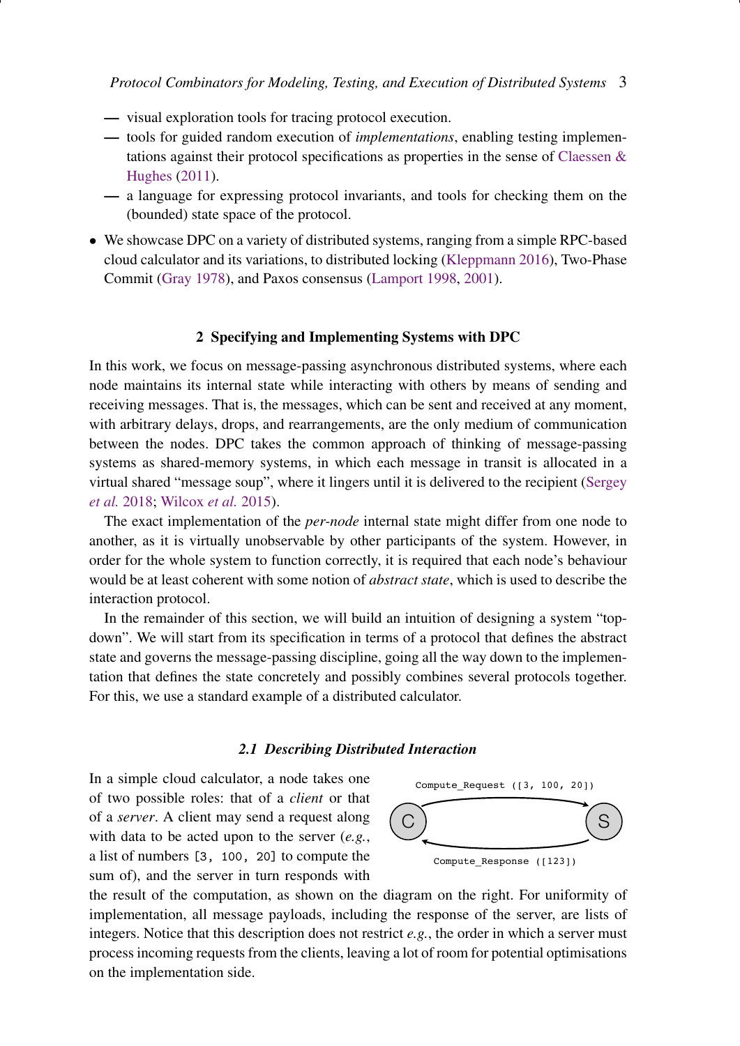- visual exploration tools for tracing protocol execution.
- tools for guided random execution of *implementations*, enabling testing implementations against their protocol specifications as properties in the sense of Claessen & Hughes (2011).
- a language for expressing protocol invariants, and tools for checking them on the (bounded) state space of the protocol.

- We showcase DPC on a variety of distributed systems, ranging from a simple RPC-based cloud calculator and its variations, to distributed locking (Kleppmann 2016), Two-Phase Commit (Gray 1978), and Paxos consensus (Lamport 1998, 2001).

## 2 Specifying and Implementing Systems with DPC

In this work, we focus on message-passing asynchronous distributed systems, where each node maintains its internal state while interacting with others by means of sending and receiving messages. That is, the messages, which can be sent and received at any moment, with arbitrary delays, drops, and rearrangements, are the only medium of communication between the nodes. DPC takes the common approach of thinking of message-passing systems as shared-memory systems, in which each message in transit is allocated in a virtual shared "message soup", where it lingers until it is delivered to the recipient (Sergey *et al.* 2018; Wilcox *et al.* 2015).

The exact implementation of the *per-node* internal state might differ from one node to another, as it is virtually unobservable by other participants of the system. However, in order for the whole system to function correctly, it is required that each node's behaviour would be at least coherent with some notion of *abstract state*, which is used to describe the interaction protocol.

In the remainder of this section, we will build an intuition of designing a system "top-down". We will start from its specification in terms of a protocol that defines the abstract state and governs the message-passing discipline, going all the way down to the implementation that defines the state concretely and possibly combines several protocols together. For this, we use a standard example of a distributed calculator.

### 2.1 Describing Distributed Interaction

In a simple cloud calculator, a node takes one of two possible roles: that of a *client* or that of a *server*. A client may send a request along with data to be acted upon to the server (*e.g.*, a list of numbers [3, 100, 20] to compute the sum of), and the server in turn responds with the result of the computation, as shown on the diagram on the right. For uniformity of implementation, all message payloads, including the response of the server, are lists of integers. Notice that this description does not restrict *e.g.*, the order in which a server must process incoming requests from the clients, leaving a lot of room for potential optimisations on the implementation side.

Compute_Request ([3, 100, 20])

C

S

Compute_Response ([123])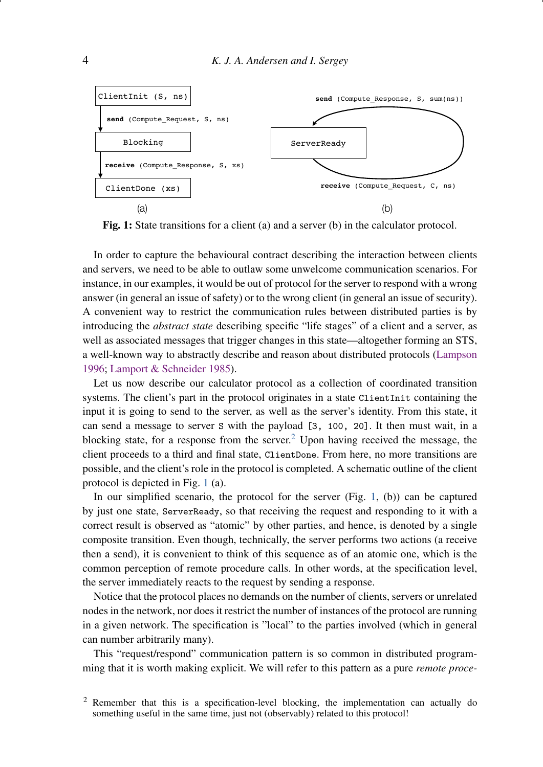**Fig. 1:** State transitions for a client (a) and a server (b) in the calculator protocol.

In order to capture the behavioural contract describing the interaction between clients and servers, we need to be able to outlaw some unwelcome communication scenarios. For instance, in our examples, it would be out of protocol for the server to respond with a wrong answer (in general an issue of safety) or to the wrong client (in general an issue of security). A convenient way to restrict the communication rules between distributed parties is by introducing the *abstract state* describing specific "life stages" of a client and a server, as well as associated messages that trigger changes in this state—altogether forming an STS, a well-known way to abstractly describe and reason about distributed protocols (Lampson 1996; Lamport & Schneider 1985).

Let us now describe our calculator protocol as a collection of coordinated transition systems. The client's part in the protocol originates in a state `ClientInit` containing the input it is going to send to the server, as well as the server's identity. From this state, it can send a message to server `S` with the payload `[3, 100, 20]`. It then must wait, in a blocking state, for a response from the server.[2] Upon having received the message, the client proceeds to a third and final state, `ClientDone`. From here, no more transitions are possible, and the client's role in the protocol is completed. A schematic outline of the client protocol is depicted in Fig. 1 (a).

In our simplified scenario, the protocol for the server (Fig. 1, (b)) can be captured by just one state, `ServerReady`, so that receiving the request and responding to it with a correct result is observed as "atomic" by other parties, and hence, is denoted by a single composite transition. Even though, technically, the server performs two actions (a receive then a send), it is convenient to think of this sequence as of an atomic one, which is the common perception of remote procedure calls. In other words, at the specification level, the server immediately reacts to the request by sending a response.

Notice that the protocol places no demands on the number of clients, servers or unrelated nodes in the network, nor does it restrict the number of instances of the protocol are running in a given network. The specification is "local" to the parties involved (which in general can number arbitrarily many).

This "request/respond" communication pattern is so common in distributed programming that it is worth making explicit. We will refer to this pattern as a pure *remote proce-*

[2] Remember that this is a specification-level blocking, the implementation can actually do something useful in the same time, just not (observably) related to this protocol!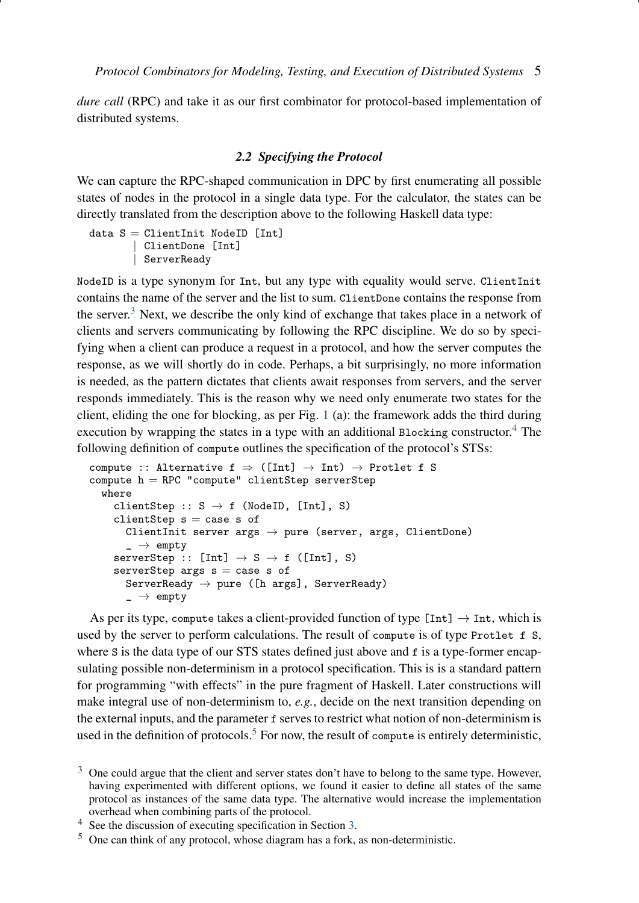*dure call* (RPC) and take it as our first combinator for protocol-based implementation of distributed systems.

### 2.2 Specifying the Protocol

We can capture the RPC-shaped communication in DPC by first enumerating all possible states of nodes in the protocol in a single data type. For the calculator, the states can be directly translated from the description above to the following Haskell data type:

```
data S = ClientInit NodeID [Int]
       | ClientDone [Int]
       | ServerReady
```

`NodeID` is a type synonym for `Int`, but any type with equality would serve. `ClientInit` contains the name of the server and the list to sum. `ClientDone` contains the response from the server.[3] Next, we describe the only kind of exchange that takes place in a network of clients and servers communicating by following the RPC discipline. We do so by specifying when a client can produce a request in a protocol, and how the server computes the response, as we will shortly do in code. Perhaps, a bit surprisingly, no more information is needed, as the pattern dictates that clients await responses from servers, and the server responds immediately. This is the reason why we need only enumerate two states for the client, eliding the one for blocking, as per Fig. 1 (a): the framework adds the third during execution by wrapping the states in a type with an additional `Blocking` constructor.[4] The following definition of `compute` outlines the specification of the protocol's STSs:

```
compute :: Alternative f ⇒ ([Int] → Int) → Protlet f S
compute h = RPC "compute" clientStep serverStep
  where
    clientStep :: S → f (NodeID, [Int], S)
    clientStep s = case s of
      ClientInit server args → pure (server, args, ClientDone)
      _ → empty
    serverStep :: [Int] → S → f ([Int], S)
    serverStep args s = case s of
      ServerReady → pure ([h args], ServerReady)
      _ → empty
```

As per its type, `compute` takes a client-provided function of type `[Int] → Int`, which is used by the server to perform calculations. The result of `compute` is of type `Protlet f S`, where `S` is the data type of our STS states defined just above and `f` is a type-former encapsulating possible non-determinism in a protocol specification. This is is a standard pattern for programming "with effects" in the pure fragment of Haskell. Later constructions will make integral use of non-determinism to, *e.g.*, decide on the next transition depending on the external inputs, and the parameter `f` serves to restrict what notion of non-determinism is used in the definition of protocols.[5] For now, the result of `compute` is entirely deterministic,

[3] One could argue that the client and server states don't have to belong to the same type. However, having experimented with different options, we found it easier to define all states of the same protocol as instances of the same data type. The alternative would increase the implementation overhead when combining parts of the protocol.

[4] See the discussion of executing specification in Section 3.

[5] One can think of any protocol, whose diagram has a fork, as non-deterministic.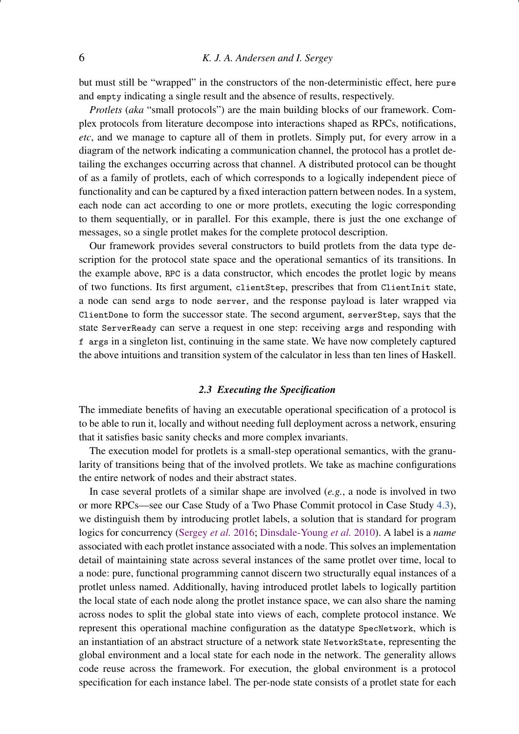but must still be "wrapped" in the constructors of the non-deterministic effect, here `pure` and `empty` indicating a single result and the absence of results, respectively.

*Protlets* (*aka* "small protocols") are the main building blocks of our framework. Complex protocols from literature decompose into interactions shaped as RPCs, notifications, *etc*, and we manage to capture all of them in protlets. Simply put, for every arrow in a diagram of the network indicating a communication channel, the protocol has a protlet detailing the exchanges occurring across that channel. A distributed protocol can be thought of as a family of protlets, each of which corresponds to a logically independent piece of functionality and can be captured by a fixed interaction pattern between nodes. In a system, each node can act according to one or more protlets, executing the logic corresponding to them sequentially, or in parallel. For this example, there is just the one exchange of messages, so a single protlet makes for the complete protocol description.

Our framework provides several constructors to build protlets from the data type description for the protocol state space and the operational semantics of its transitions. In the example above, `RPC` is a data constructor, which encodes the protlet logic by means of two functions. Its first argument, `clientStep`, prescribes that from `ClientInit` state, a node can send `args` to node `server`, and the response payload is later wrapped via `ClientDone` to form the successor state. The second argument, `serverStep`, says that the state `ServerReady` can serve a request in one step: receiving `args` and responding with `f args` in a singleton list, continuing in the same state. We have now completely captured the above intuitions and transition system of the calculator in less than ten lines of Haskell.

### 2.3 Executing the Specification

The immediate benefits of having an executable operational specification of a protocol is to be able to run it, locally and without needing full deployment across a network, ensuring that it satisfies basic sanity checks and more complex invariants.

The execution model for protlets is a small-step operational semantics, with the granularity of transitions being that of the involved protlets. We take as machine configurations the entire network of nodes and their abstract states.

In case several protlets of a similar shape are involved (*e.g.*, a node is involved in two or more RPCs—see our Case Study of a Two Phase Commit protocol in Case Study 4.3), we distinguish them by introducing protlet labels, a solution that is standard for program logics for concurrency (Sergey *et al.* 2016; Dinsdale-Young *et al.* 2010). A label is a *name* associated with each protlet instance associated with a node. This solves an implementation detail of maintaining state across several instances of the same protlet over time, local to a node: pure, functional programming cannot discern two structurally equal instances of a protlet unless named. Additionally, having introduced protlet labels to logically partition the local state of each node along the protlet instance space, we can also share the naming across nodes to split the global state into views of each, complete protocol instance. We represent this operational machine configuration as the datatype `SpecNetwork`, which is an instantiation of an abstract structure of a network state `NetworkState`, representing the global environment and a local state for each node in the network. The generality allows code reuse across the framework. For execution, the global environment is a protocol specification for each instance label. The per-node state consists of a protlet state for each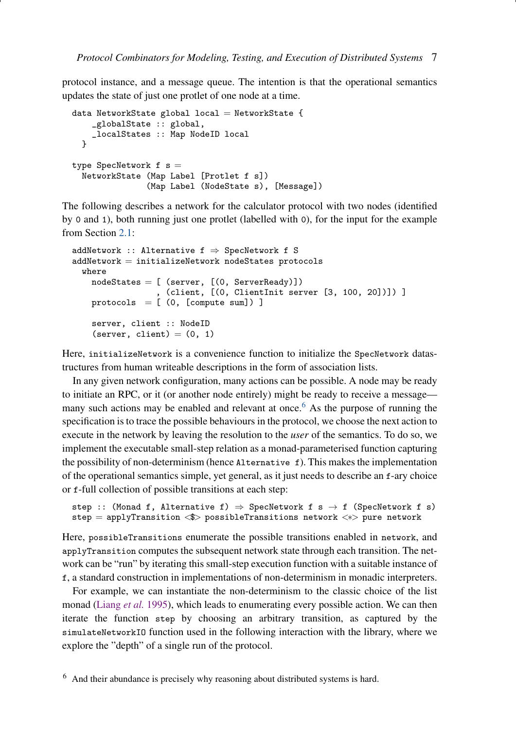protocol instance, and a message queue. The intention is that the operational semantics updates the state of just one protlet of one node at a time.

```
data NetworkState global local = NetworkState {
    _globalState :: global,
    _localStates :: Map NodeID local
  }

type SpecNetwork f s =
  NetworkState (Map Label [Protlet f s])
               (Map Label (NodeState s), [Message])
```

The following describes a network for the calculator protocol with two nodes (identified by 0 and 1), both running just one protlet (labelled with 0), for the input for the example from Section 2.1:

```
addNetwork :: Alternative f ⇒ SpecNetwork f S
addNetwork = initializeNetwork nodeStates protocols
  where
    nodeStates = [ (server, [(0, ServerReady)])
                 , (client, [(0, ClientInit server [3, 100, 20])]) ]
    protocols  = [ (0, [compute sum]) ]

    server, client :: NodeID
    (server, client) = (0, 1)
```

Here, `initializeNetwork` is a convenience function to initialize the `SpecNetwork` datastructures from human writeable descriptions in the form of association lists.

In any given network configuration, many actions can be possible. A node may be ready to initiate an RPC, or it (or another node entirely) might be ready to receive a message—many such actions may be enabled and relevant at once.[6] As the purpose of running the specification is to trace the possible behaviours in the protocol, we choose the next action to execute in the network by leaving the resolution to the *user* of the semantics. To do so, we implement the executable small-step relation as a monad-parameterised function capturing the possibility of non-determinism (hence `Alternative f`). This makes the implementation of the operational semantics simple, yet general, as it just needs to describe an `f`-ary choice or `f`-full collection of possible transitions at each step:

```
step :: (Monad f, Alternative f) ⇒ SpecNetwork f s → f (SpecNetwork f s)
step = applyTransition <$> possibleTransitions network <*> pure network
```

Here, `possibleTransitions` enumerate the possible transitions enabled in `network`, and `applyTransition` computes the subsequent network state through each transition. The network can be "run" by iterating this small-step execution function with a suitable instance of `f`, a standard construction in implementations of non-determinism in monadic interpreters.

For example, we can instantiate the non-determinism to the classic choice of the list monad (Liang *et al.* 1995), which leads to enumerating every possible action. We can then iterate the function `step` by choosing an arbitrary transition, as captured by the `simulateNetworkIO` function used in the following interaction with the library, where we explore the "depth" of a single run of the protocol.

[6] And their abundance is precisely why reasoning about distributed systems is hard.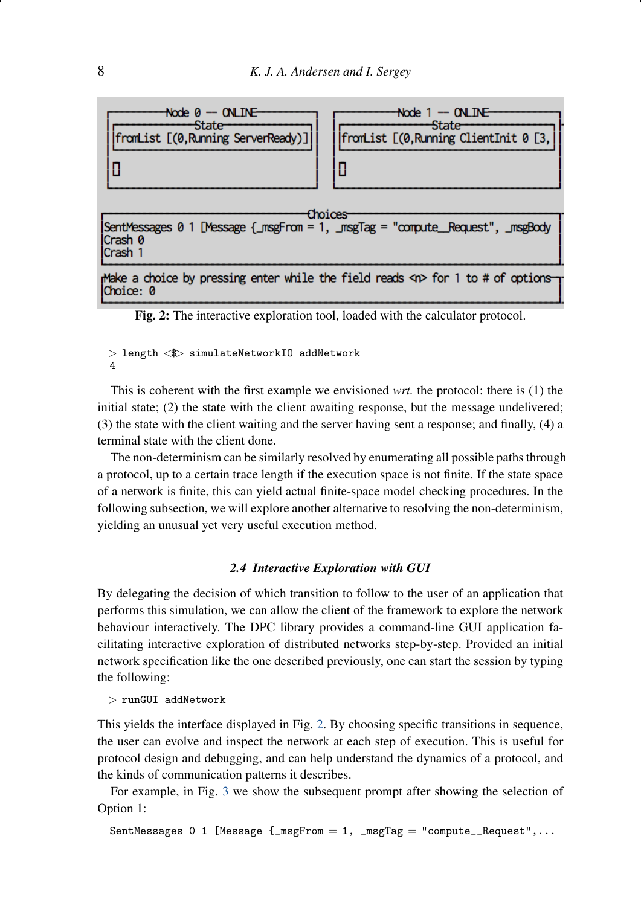```
Node 0 — ONLINE
State
fromList [(0,Running ServerReady)]

[]

Node 1 — ONLINE
State
fromList [(0,Running ClientInit 0 [3,

[]

Choices
SentMessages 0 1 [Message {_msgFrom = 1, _msgTag = "compute__Request", _msgBody
Crash 0
Crash 1

Make a choice by pressing enter while the field reads <n> for 1 to # of options
Choice: 0
```

**Fig. 2:** The interactive exploration tool, loaded with the calculator protocol.

```
> length <$> simulateNetworkIO addNetwork
4
```

This is coherent with the first example we envisioned *wrt.* the protocol: there is (1) the initial state; (2) the state with the client awaiting response, but the message undelivered; (3) the state with the client waiting and the server having sent a response; and finally, (4) a terminal state with the client done.

The non-determinism can be similarly resolved by enumerating all possible paths through a protocol, up to a certain trace length if the execution space is not finite. If the state space of a network is finite, this can yield actual finite-space model checking procedures. In the following subsection, we will explore another alternative to resolving the non-determinism, yielding an unusual yet very useful execution method.

### 2.4 Interactive Exploration with GUI

By delegating the decision of which transition to follow to the user of an application that performs this simulation, we can allow the client of the framework to explore the network behaviour interactively. The DPC library provides a command-line GUI application facilitating interactive exploration of distributed networks step-by-step. Provided an initial network specification like the one described previously, one can start the session by typing the following:

```
> runGUI addNetwork
```

This yields the interface displayed in Fig. 2. By choosing specific transitions in sequence, the user can evolve and inspect the network at each step of execution. This is useful for protocol design and debugging, and can help understand the dynamics of a protocol, and the kinds of communication patterns it describes.

For example, in Fig. 3 we show the subsequent prompt after showing the selection of Option 1:

```
SentMessages 0 1 [Message {_msgFrom = 1, _msgTag = "compute__Request",...
```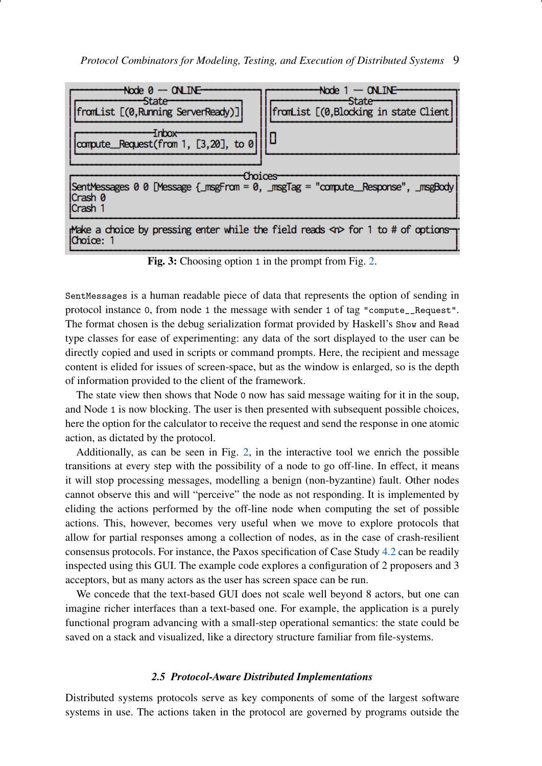```
┌──────────Node 0 — ONLINE──────────┐ ┌──────────Node 1 — ONLINE──────────┐
│┌───────────State───────────┐      │ │┌───────────State───────────┐      │
││fromList [(0,Running ServerReady)]│ ││fromList [(0,Blocking in state Client│
│└───────────────────────────┘      │ │└───────────────────────────┘      │
│┌───────────Inbox───────────┐      │ │[]                                 │
││compute__Request(from 1, [3,20], to 0│ │                                   │
│└───────────────────────────┘      │ │                                   │
└───────────────────────────────────┘ └───────────────────────────────────┘
┌──────────────────────────────────Choices──────────────────────────────────┐
│SentMessages 0 0 [Message {_msgFrom = 0, _msgTag = "compute__Response", _msgBody│
│Crash 0                                                                    │
│Crash 1                                                                    │
└───────────────────────────────────────────────────────────────────────────┘
┌Make a choice by pressing enter while the field reads <n> for 1 to # of options┐
│Choice: 1                                                                  │
└───────────────────────────────────────────────────────────────────────────┘
```

**Fig. 3:** Choosing option 1 in the prompt from Fig. 2.

`SentMessages` is a human readable piece of data that represents the option of sending in protocol instance 0, from node 1 the message with sender 1 of tag `"compute__Request"`. The format chosen is the debug serialization format provided by Haskell's `Show` and `Read` type classes for ease of experimenting: any data of the sort displayed to the user can be directly copied and used in scripts or command prompts. Here, the recipient and message content is elided for issues of screen-space, but as the window is enlarged, so is the depth of information provided to the client of the framework.

The state view then shows that Node 0 now has said message waiting for it in the soup, and Node 1 is now blocking. The user is then presented with subsequent possible choices, here the option for the calculator to receive the request and send the response in one atomic action, as dictated by the protocol.

Additionally, as can be seen in Fig. 2, in the interactive tool we enrich the possible transitions at every step with the possibility of a node to go off-line. In effect, it means it will stop processing messages, modelling a benign (non-byzantine) fault. Other nodes cannot observe this and will "perceive" the node as not responding. It is implemented by eliding the actions performed by the off-line node when computing the set of possible actions. This, however, becomes very useful when we move to explore protocols that allow for partial responses among a collection of nodes, as in the case of crash-resilient consensus protocols. For instance, the Paxos specification of Case Study 4.2 can be readily inspected using this GUI. The example code explores a configuration of 2 proposers and 3 acceptors, but as many actors as the user has screen space can be run.

We concede that the text-based GUI does not scale well beyond 8 actors, but one can imagine richer interfaces than a text-based one. For example, the application is a purely functional program advancing with a small-step operational semantics: the state could be saved on a stack and visualized, like a directory structure familiar from file-systems.

### *2.5 Protocol-Aware Distributed Implementations*

Distributed systems protocols serve as key components of some of the largest software systems in use. The actions taken in the protocol are governed by programs outside the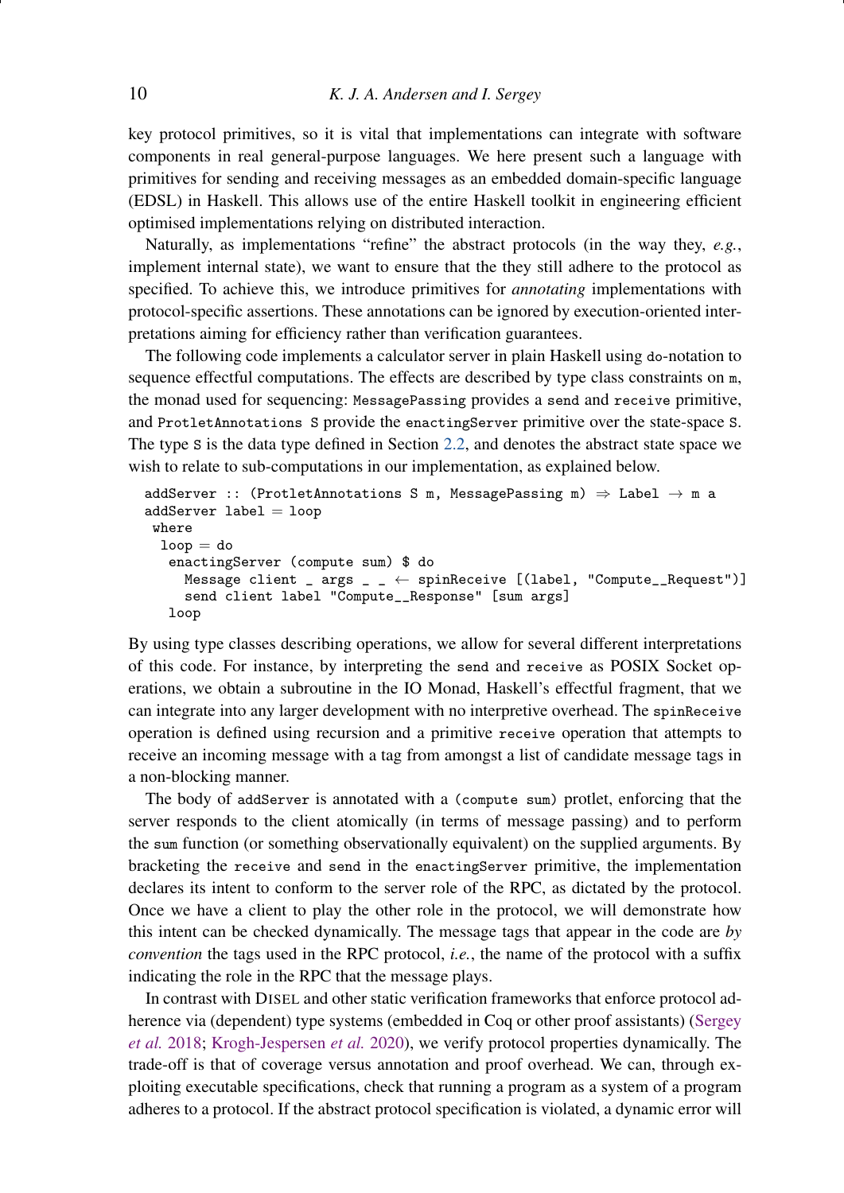key protocol primitives, so it is vital that implementations can integrate with software components in real general-purpose languages. We here present such a language with primitives for sending and receiving messages as an embedded domain-specific language (EDSL) in Haskell. This allows use of the entire Haskell toolkit in engineering efficient optimised implementations relying on distributed interaction.

Naturally, as implementations "refine" the abstract protocols (in the way they, *e.g.*, implement internal state), we want to ensure that the they still adhere to the protocol as specified. To achieve this, we introduce primitives for *annotating* implementations with protocol-specific assertions. These annotations can be ignored by execution-oriented interpretations aiming for efficiency rather than verification guarantees.

The following code implements a calculator server in plain Haskell using `do`-notation to sequence effectful computations. The effects are described by type class constraints on `m`, the monad used for sequencing: `MessagePassing` provides a `send` and `receive` primitive, and `ProtletAnnotations S` provide the `enactingServer` primitive over the state-space `S`. The type `S` is the data type defined in Section 2.2, and denotes the abstract state space we wish to relate to sub-computations in our implementation, as explained below.

```
addServer :: (ProtletAnnotations S m, MessagePassing m) ⇒ Label → m a
addServer label = loop
 where
  loop = do
   enactingServer (compute sum) $ do
     Message client _ args _ _ ← spinReceive [(label, "Compute__Request")]
     send client label "Compute__Response" [sum args]
   loop
```

By using type classes describing operations, we allow for several different interpretations of this code. For instance, by interpreting the `send` and `receive` as POSIX Socket operations, we obtain a subroutine in the IO Monad, Haskell's effectful fragment, that we can integrate into any larger development with no interpretive overhead. The `spinReceive` operation is defined using recursion and a primitive `receive` operation that attempts to receive an incoming message with a tag from amongst a list of candidate message tags in a non-blocking manner.

The body of `addServer` is annotated with a `(compute sum)` protlet, enforcing that the server responds to the client atomically (in terms of message passing) and to perform the `sum` function (or something observationally equivalent) on the supplied arguments. By bracketing the `receive` and `send` in the `enactingServer` primitive, the implementation declares its intent to conform to the server role of the RPC, as dictated by the protocol. Once we have a client to play the other role in the protocol, we will demonstrate how this intent can be checked dynamically. The message tags that appear in the code are *by convention* the tags used in the RPC protocol, *i.e.*, the name of the protocol with a suffix indicating the role in the RPC that the message plays.

In contrast with DISEL and other static verification frameworks that enforce protocol adherence via (dependent) type systems (embedded in Coq or other proof assistants) (Sergey *et al.* 2018; Krogh-Jespersen *et al.* 2020), we verify protocol properties dynamically. The trade-off is that of coverage versus annotation and proof overhead. We can, through exploiting executable specifications, check that running a program as a system of a program adheres to a protocol. If the abstract protocol specification is violated, a dynamic error will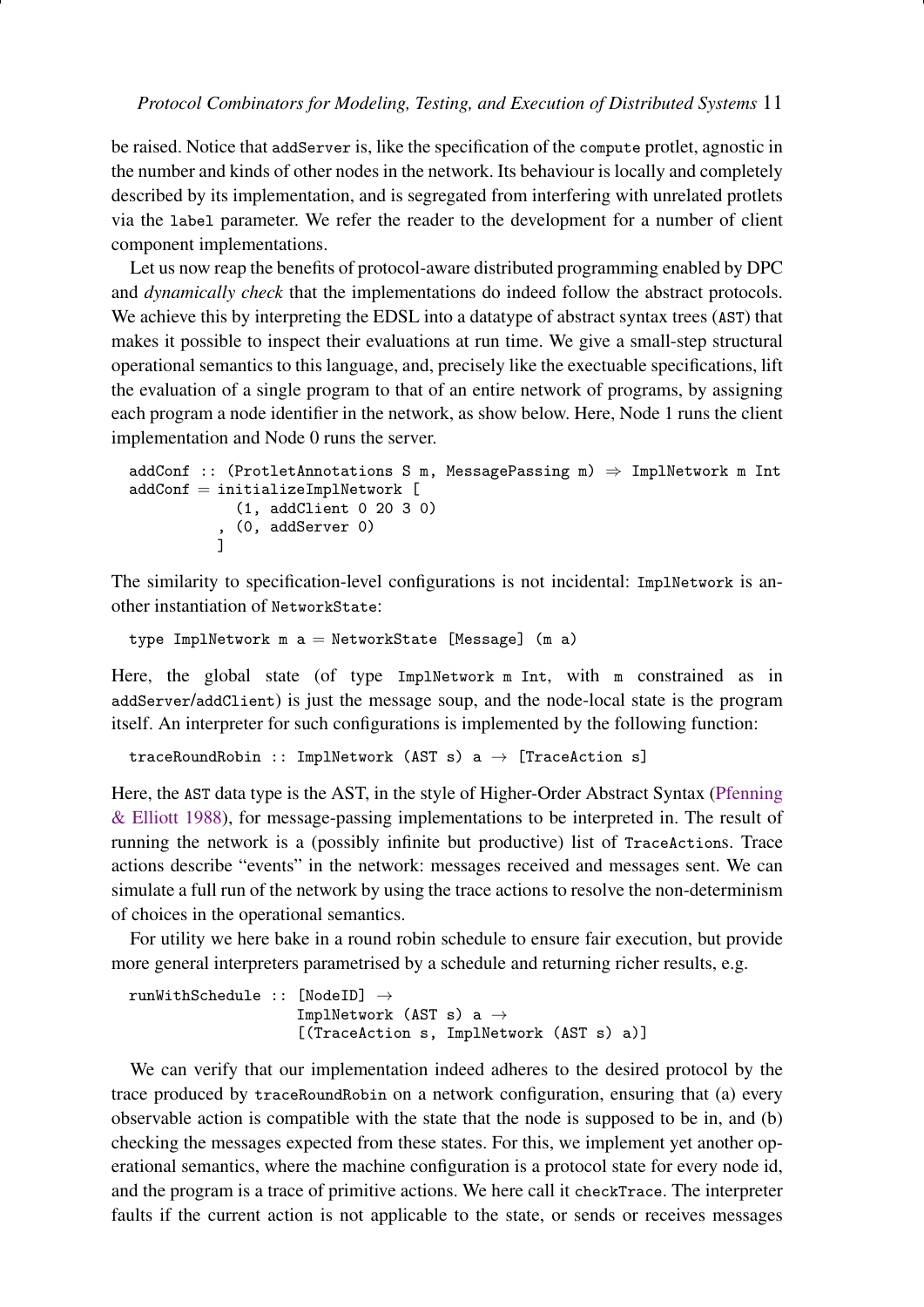be raised. Notice that addServer is, like the specification of the compute protlet, agnostic in the number and kinds of other nodes in the network. Its behaviour is locally and completely described by its implementation, and is segregated from interfering with unrelated protlets via the label parameter. We refer the reader to the development for a number of client component implementations.

Let us now reap the benefits of protocol-aware distributed programming enabled by DPC and *dynamically check* that the implementations do indeed follow the abstract protocols. We achieve this by interpreting the EDSL into a datatype of abstract syntax trees (AST) that makes it possible to inspect their evaluations at run time. We give a small-step structural operational semantics to this language, and, precisely like the exectuable specifications, lift the evaluation of a single program to that of an entire network of programs, by assigning each program a node identifier in the network, as show below. Here, Node 1 runs the client implementation and Node 0 runs the server.

```
addConf :: (ProtletAnnotations S m, MessagePassing m) ⇒ ImplNetwork m Int
addConf = initializeImplNetwork [
            (1, addClient 0 20 3 0)
          , (0, addServer 0)
          ]
```

The similarity to specification-level configurations is not incidental: ImplNetwork is another instantiation of NetworkState:

```
type ImplNetwork m a = NetworkState [Message] (m a)
```

Here, the global state (of type ImplNetwork m Int, with m constrained as in addServer/addClient) is just the message soup, and the node-local state is the program itself. An interpreter for such configurations is implemented by the following function:

```
traceRoundRobin :: ImplNetwork (AST s) a → [TraceAction s]
```

Here, the AST data type is the AST, in the style of Higher-Order Abstract Syntax (Pfenning & Elliott 1988), for message-passing implementations to be interpreted in. The result of running the network is a (possibly infinite but productive) list of TraceActions. Trace actions describe "events" in the network: messages received and messages sent. We can simulate a full run of the network by using the trace actions to resolve the non-determinism of choices in the operational semantics.

For utility we here bake in a round robin schedule to ensure fair execution, but provide more general interpreters parametrised by a schedule and returning richer results, e.g.

```
runWithSchedule :: [NodeID] →
                   ImplNetwork (AST s) a →
                   [(TraceAction s, ImplNetwork (AST s) a)]
```

We can verify that our implementation indeed adheres to the desired protocol by the trace produced by traceRoundRobin on a network configuration, ensuring that (a) every observable action is compatible with the state that the node is supposed to be in, and (b) checking the messages expected from these states. For this, we implement yet another operational semantics, where the machine configuration is a protocol state for every node id, and the program is a trace of primitive actions. We here call it checkTrace. The interpreter faults if the current action is not applicable to the state, or sends or receives messages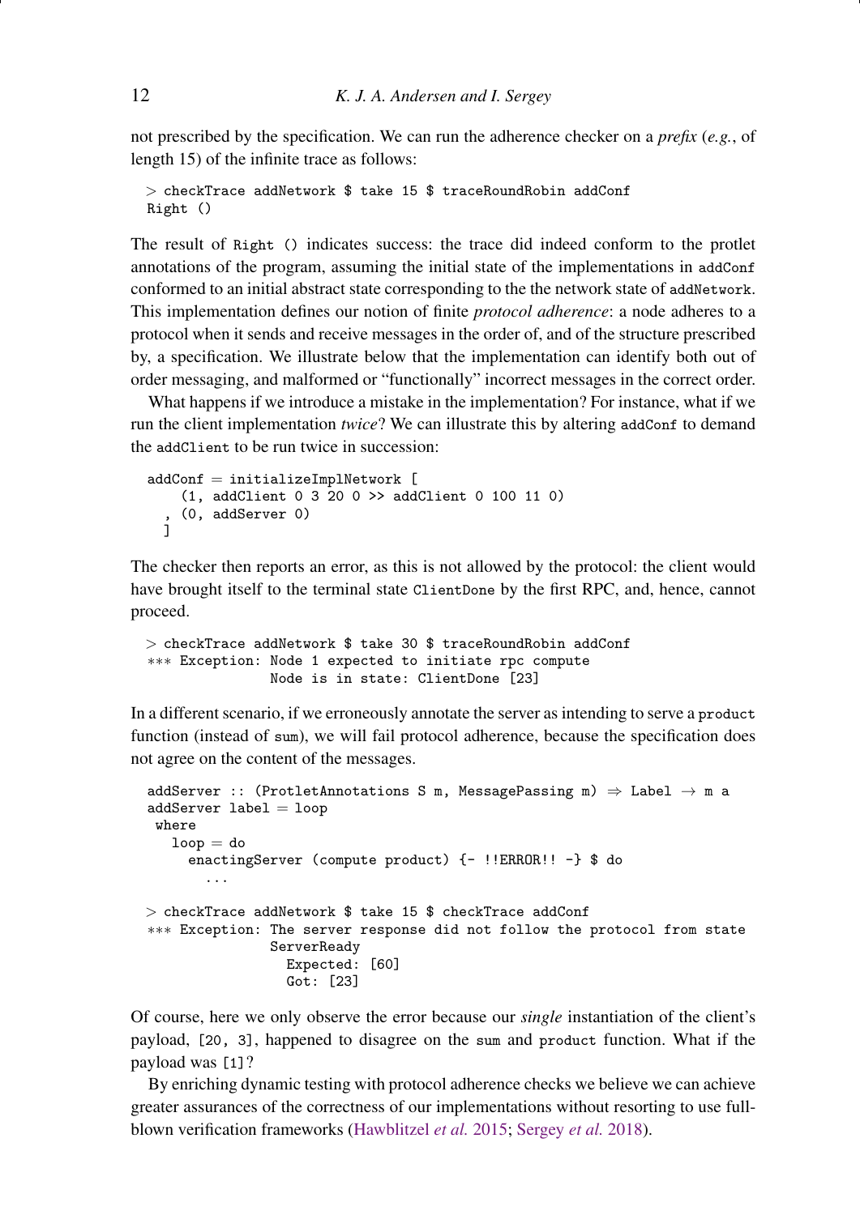not prescribed by the specification. We can run the adherence checker on a *prefix* (*e.g.*, of length 15) of the infinite trace as follows:

```
> checkTrace addNetwork $ take 15 $ traceRoundRobin addConf
Right ()
```

The result of `Right ()` indicates success: the trace did indeed conform to the protlet annotations of the program, assuming the initial state of the implementations in `addConf` conformed to an initial abstract state corresponding to the the network state of `addNetwork`. This implementation defines our notion of finite *protocol adherence*: a node adheres to a protocol when it sends and receive messages in the order of, and of the structure prescribed by, a specification. We illustrate below that the implementation can identify both out of order messaging, and malformed or "functionally" incorrect messages in the correct order.

What happens if we introduce a mistake in the implementation? For instance, what if we run the client implementation *twice*? We can illustrate this by altering `addConf` to demand the `addClient` to be run twice in succession:

```
addConf = initializeImplNetwork [
    (1, addClient 0 3 20 0 >> addClient 0 100 11 0)
  , (0, addServer 0)
  ]
```

The checker then reports an error, as this is not allowed by the protocol: the client would have brought itself to the terminal state `ClientDone` by the first RPC, and, hence, cannot proceed.

```
> checkTrace addNetwork $ take 30 $ traceRoundRobin addConf
*** Exception: Node 1 expected to initiate rpc compute
               Node is in state: ClientDone [23]
```

In a different scenario, if we erroneously annotate the server as intending to serve a `product` function (instead of `sum`), we will fail protocol adherence, because the specification does not agree on the content of the messages.

```
addServer :: (ProtletAnnotations S m, MessagePassing m) ⇒ Label → m a
addServer label = loop
 where
   loop = do
     enactingServer (compute product) {- !!ERROR!! -} $ do
       ...

> checkTrace addNetwork $ take 15 $ checkTrace addConf
*** Exception: The server response did not follow the protocol from state
               ServerReady
                 Expected: [60]
                 Got: [23]
```

Of course, here we only observe the error because our *single* instantiation of the client's payload, `[20, 3]`, happened to disagree on the `sum` and `product` function. What if the payload was `[1]`?

By enriching dynamic testing with protocol adherence checks we believe we can achieve greater assurances of the correctness of our implementations without resorting to use full-blown verification frameworks (Hawblitzel *et al.* 2015; Sergey *et al.* 2018).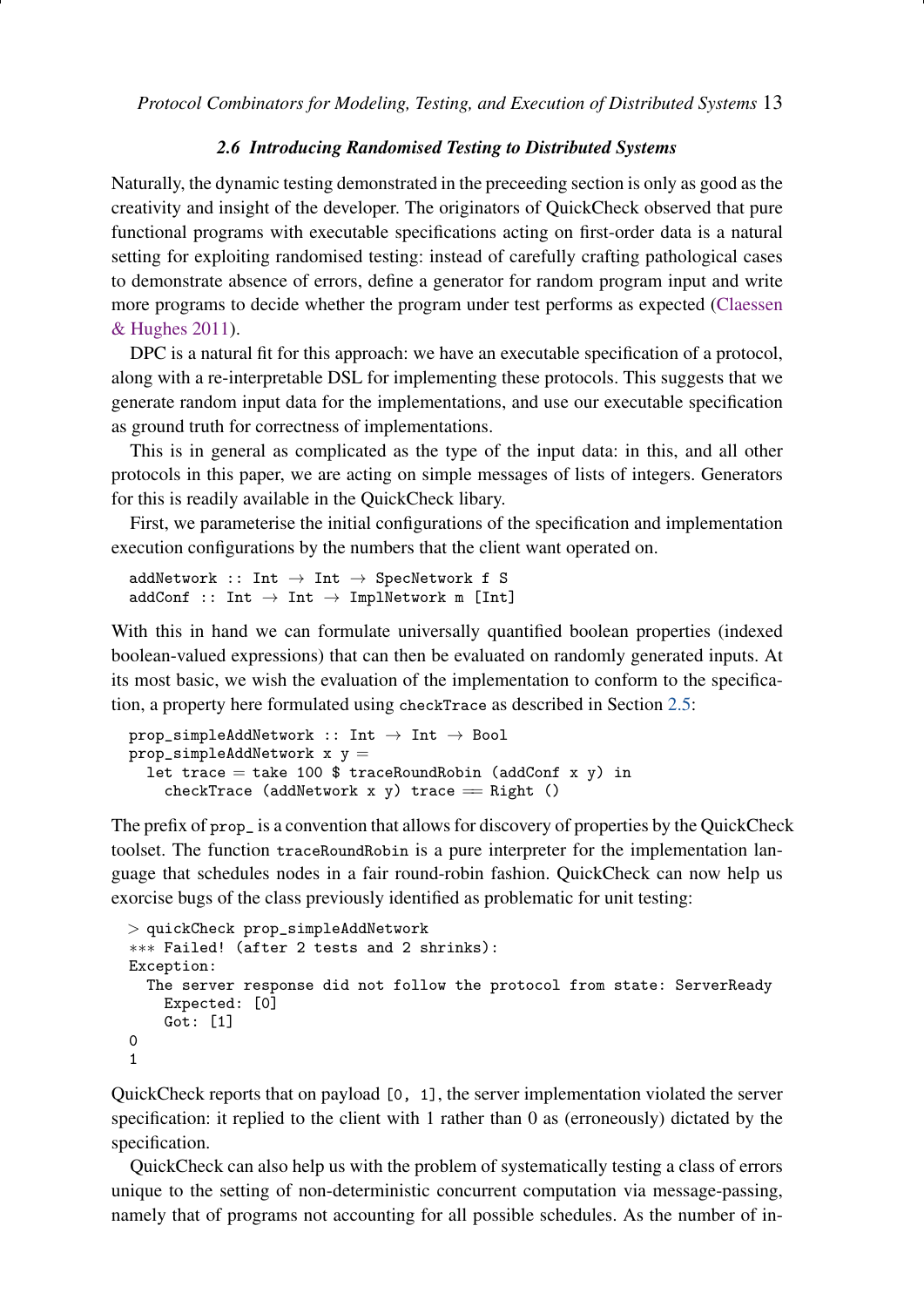### 2.6 Introducing Randomised Testing to Distributed Systems

Naturally, the dynamic testing demonstrated in the preceeding section is only as good as the creativity and insight of the developer. The originators of QuickCheck observed that pure functional programs with executable specifications acting on first-order data is a natural setting for exploiting randomised testing: instead of carefully crafting pathological cases to demonstrate absence of errors, define a generator for random program input and write more programs to decide whether the program under test performs as expected (Claessen & Hughes 2011).

DPC is a natural fit for this approach: we have an executable specification of a protocol, along with a re-interpretable DSL for implementing these protocols. This suggests that we generate random input data for the implementations, and use our executable specification as ground truth for correctness of implementations.

This is in general as complicated as the type of the input data: in this, and all other protocols in this paper, we are acting on simple messages of lists of integers. Generators for this is readily available in the QuickCheck libary.

First, we parameterise the initial configurations of the specification and implementation execution configurations by the numbers that the client want operated on.

```
addNetwork :: Int → Int → SpecNetwork f S
addConf :: Int → Int → ImplNetwork m [Int]
```

With this in hand we can formulate universally quantified boolean properties (indexed boolean-valued expressions) that can then be evaluated on randomly generated inputs. At its most basic, we wish the evaluation of the implementation to conform to the specification, a property here formulated using `checkTrace` as described in Section 2.5:

```
prop_simpleAddNetwork :: Int → Int → Bool
prop_simpleAddNetwork x y =
  let trace = take 100 $ traceRoundRobin (addConf x y) in
    checkTrace (addNetwork x y) trace == Right ()
```

The prefix of `prop_` is a convention that allows for discovery of properties by the QuickCheck toolset. The function `traceRoundRobin` is a pure interpreter for the implementation language that schedules nodes in a fair round-robin fashion. QuickCheck can now help us exorcise bugs of the class previously identified as problematic for unit testing:

```
> quickCheck prop_simpleAddNetwork
*** Failed! (after 2 tests and 2 shrinks):
Exception:
  The server response did not follow the protocol from state: ServerReady
    Expected: [0]
    Got: [1]
0
1
```

QuickCheck reports that on payload `[0, 1]`, the server implementation violated the server specification: it replied to the client with 1 rather than 0 as (erroneously) dictated by the specification.

QuickCheck can also help us with the problem of systematically testing a class of errors unique to the setting of non-deterministic concurrent computation via message-passing, namely that of programs not accounting for all possible schedules. As the number of in-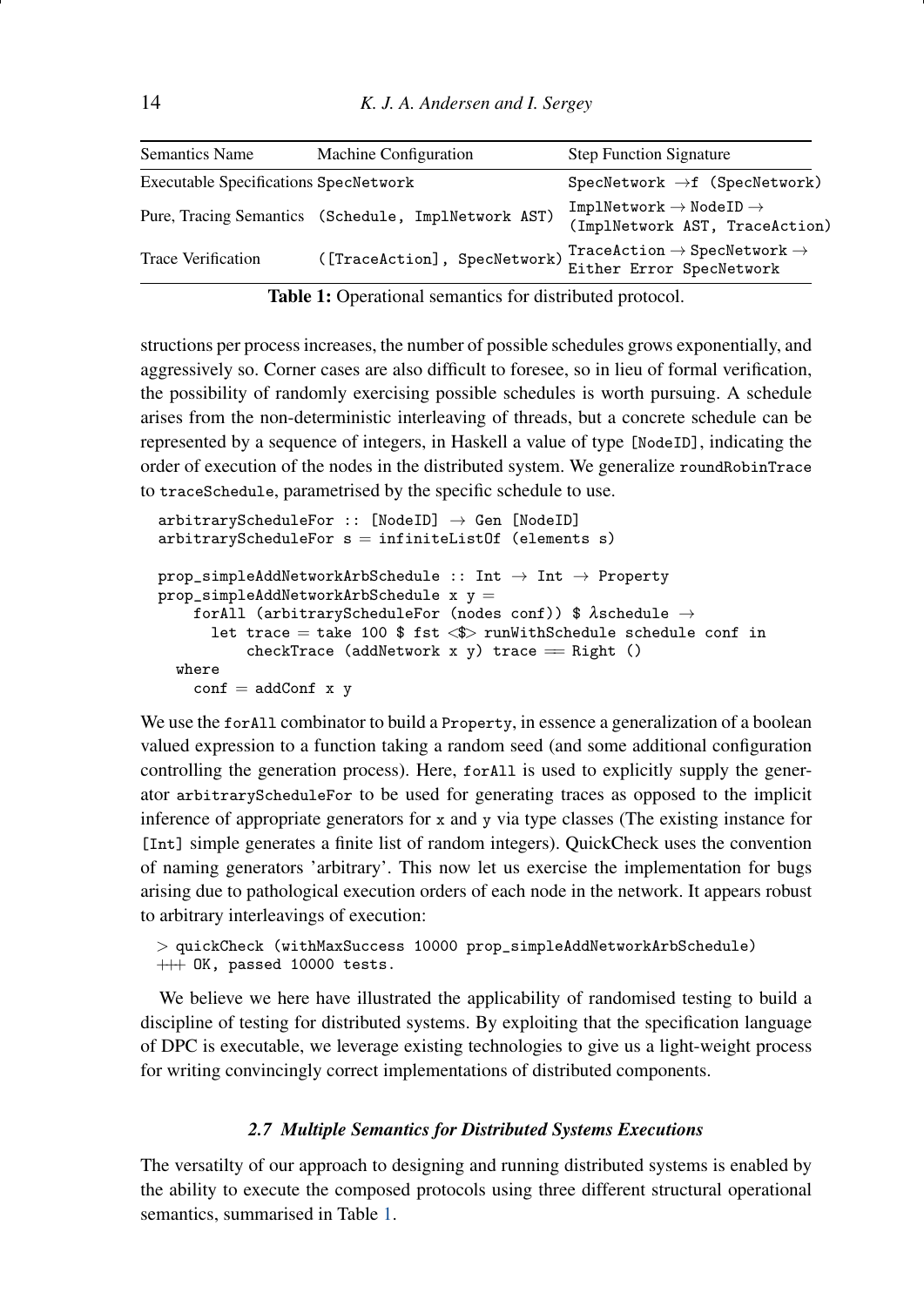| Semantics Name | Machine Configuration | Step Function Signature |
|---|---|---|
| Executable Specifications | `SpecNetwork` | `SpecNetwork → f (SpecNetwork)` |
| Pure, Tracing Semantics | `(Schedule, ImplNetwork AST)` | `ImplNetwork → NodeID → (ImplNetwork AST, TraceAction)` |
| Trace Verification | `([TraceAction], SpecNetwork)` | `TraceAction → SpecNetwork → Either Error SpecNetwork` |

**Table 1:** Operational semantics for distributed protocol.

structions per process increases, the number of possible schedules grows exponentially, and aggressively so. Corner cases are also difficult to foresee, so in lieu of formal verification, the possibility of randomly exercising possible schedules is worth pursuing. A schedule arises from the non-deterministic interleaving of threads, but a concrete schedule can be represented by a sequence of integers, in Haskell a value of type `[NodeID]`, indicating the order of execution of the nodes in the distributed system. We generalize `roundRobinTrace` to `traceSchedule`, parametrised by the specific schedule to use.

```
arbitraryScheduleFor :: [NodeID] → Gen [NodeID]
arbitraryScheduleFor s = infiniteListOf (elements s)

prop_simpleAddNetworkArbSchedule :: Int → Int → Property
prop_simpleAddNetworkArbSchedule x y =
    forAll (arbitraryScheduleFor (nodes conf)) $ λschedule →
      let trace = take 100 $ fst <$> runWithSchedule schedule conf in
          checkTrace (addNetwork x y) trace == Right ()
  where
    conf = addConf x y
```

We use the `forAll` combinator to build a `Property`, in essence a generalization of a boolean valued expression to a function taking a random seed (and some additional configuration controlling the generation process). Here, `forAll` is used to explicitly supply the generator `arbitraryScheduleFor` to be used for generating traces as opposed to the implicit inference of appropriate generators for `x` and `y` via type classes (The existing instance for `[Int]` simple generates a finite list of random integers). QuickCheck uses the convention of naming generators 'arbitrary'. This now let us exercise the implementation for bugs arising due to pathological execution orders of each node in the network. It appears robust to arbitrary interleavings of execution:

```
> quickCheck (withMaxSuccess 10000 prop_simpleAddNetworkArbSchedule)
+++ OK, passed 10000 tests.
```

We believe we here have illustrated the applicability of randomised testing to build a discipline of testing for distributed systems. By exploiting that the specification language of DPC is executable, we leverage existing technologies to give us a light-weight process for writing convincingly correct implementations of distributed components.

### *2.7 Multiple Semantics for Distributed Systems Executions*

The versatilty of our approach to designing and running distributed systems is enabled by the ability to execute the composed protocols using three different structural operational semantics, summarised in Table 1.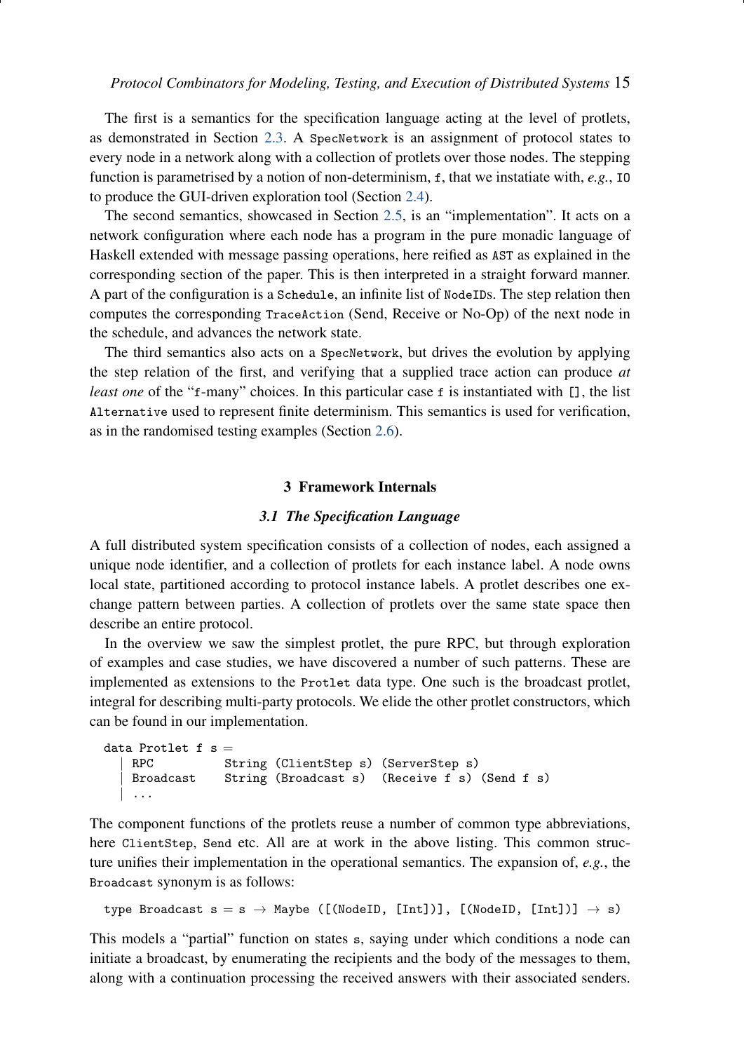The first is a semantics for the specification language acting at the level of protlets, as demonstrated in Section 2.3. A `SpecNetwork` is an assignment of protocol states to every node in a network along with a collection of protlets over those nodes. The stepping function is parametrised by a notion of non-determinism, `f`, that we instatiate with, *e.g.*, `IO` to produce the GUI-driven exploration tool (Section 2.4).

The second semantics, showcased in Section 2.5, is an "implementation". It acts on a network configuration where each node has a program in the pure monadic language of Haskell extended with message passing operations, here reified as `AST` as explained in the corresponding section of the paper. This is then interpreted in a straight forward manner. A part of the configuration is a `Schedule`, an infinite list of `NodeID`s. The step relation then computes the corresponding `TraceAction` (Send, Receive or No-Op) of the next node in the schedule, and advances the network state.

The third semantics also acts on a `SpecNetwork`, but drives the evolution by applying the step relation of the first, and verifying that a supplied trace action can produce *at least one* of the "`f`-many" choices. In this particular case `f` is instantiated with `[]`, the list `Alternative` used to represent finite determinism. This semantics is used for verification, as in the randomised testing examples (Section 2.6).

## 3 Framework Internals

### *3.1 The Specification Language*

A full distributed system specification consists of a collection of nodes, each assigned a unique node identifier, and a collection of protlets for each instance label. A node owns local state, partitioned according to protocol instance labels. A protlet describes one exchange pattern between parties. A collection of protlets over the same state space then describe an entire protocol.

In the overview we saw the simplest protlet, the pure RPC, but through exploration of examples and case studies, we have discovered a number of such patterns. These are implemented as extensions to the `Protlet` data type. One such is the broadcast protlet, integral for describing multi-party protocols. We elide the other protlet constructors, which can be found in our implementation.

```
data Protlet f s =
  | RPC          String (ClientStep s) (ServerStep s)
  | Broadcast    String (Broadcast s)  (Receive f s) (Send f s)
  | ...
```

The component functions of the protlets reuse a number of common type abbreviations, here `ClientStep`, `Send` etc. All are at work in the above listing. This common structure unifies their implementation in the operational semantics. The expansion of, *e.g.*, the `Broadcast` synonym is as follows:

```
type Broadcast s = s → Maybe ([(NodeID, [Int])], [(NodeID, [Int])] → s)
```

This models a "partial" function on states `s`, saying under which conditions a node can initiate a broadcast, by enumerating the recipients and the body of the messages to them, along with a continuation processing the received answers with their associated senders.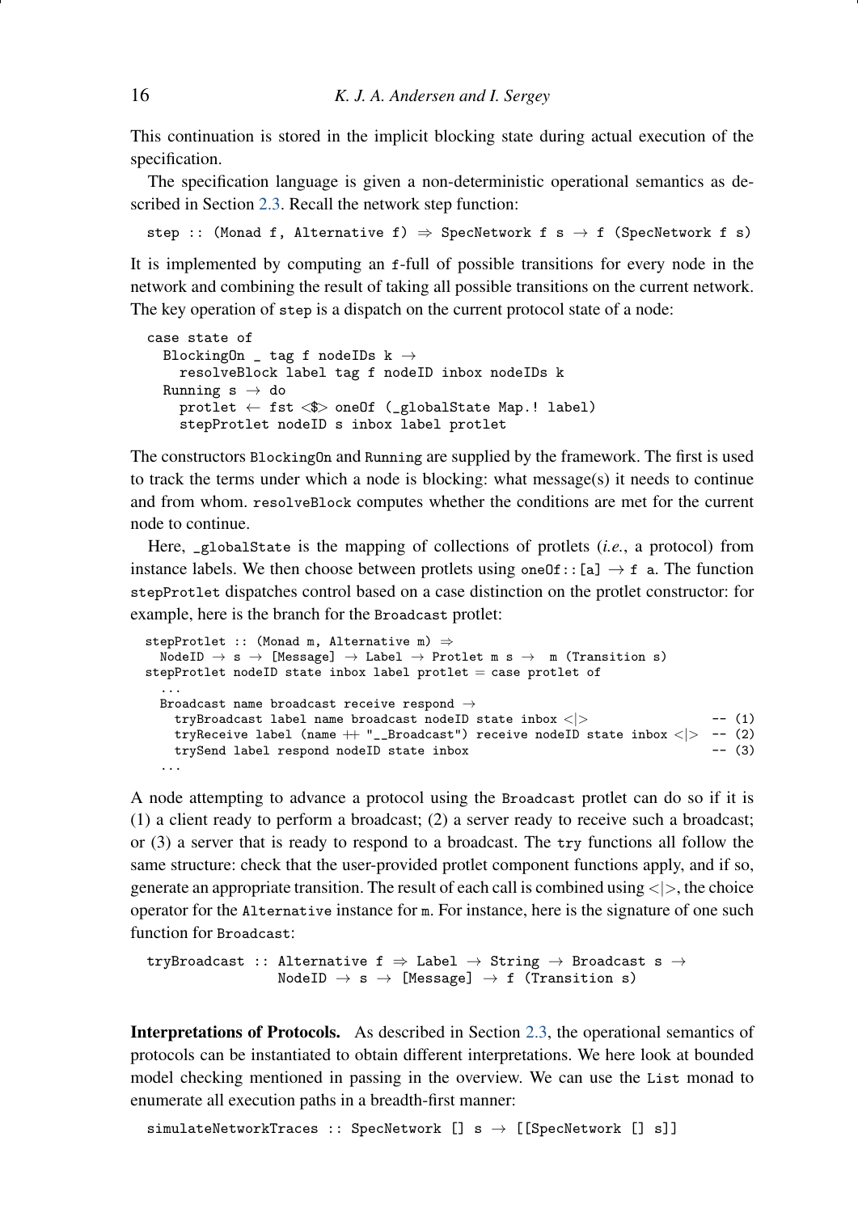This continuation is stored in the implicit blocking state during actual execution of the specification.

The specification language is given a non-deterministic operational semantics as described in Section 2.3. Recall the network step function:

```
step :: (Monad f, Alternative f) ⇒ SpecNetwork f s → f (SpecNetwork f s)
```

It is implemented by computing an `f`-full of possible transitions for every node in the network and combining the result of taking all possible transitions on the current network. The key operation of `step` is a dispatch on the current protocol state of a node:

```
case state of
  BlockingOn _ tag f nodeIDs k →
    resolveBlock label tag f nodeID inbox nodeIDs k
  Running s → do
    protlet ← fst <$> oneOf (_globalState Map.! label)
    stepProtlet nodeID s inbox label protlet
```

The constructors `BlockingOn` and `Running` are supplied by the framework. The first is used to track the terms under which a node is blocking: what message(s) it needs to continue and from whom. `resolveBlock` computes whether the conditions are met for the current node to continue.

Here, `_globalState` is the mapping of collections of protlets (*i.e.*, a protocol) from instance labels. We then choose between protlets using `oneOf::[a] → f a`. The function `stepProtlet` dispatches control based on a case distinction on the protlet constructor: for example, here is the branch for the `Broadcast` protlet:

```
stepProtlet :: (Monad m, Alternative m) ⇒
  NodeID → s → [Message] → Label → Protlet m s →  m (Transition s)
stepProtlet nodeID state inbox label protlet = case protlet of
  ...
  Broadcast name broadcast receive respond →
    tryBroadcast label name broadcast nodeID state inbox <|>              -- (1)
    tryReceive label (name ++ "__Broadcast") receive nodeID state inbox <|>  -- (2)
    trySend label respond nodeID state inbox                              -- (3)
  ...
```

A node attempting to advance a protocol using the `Broadcast` protlet can do so if it is (1) a client ready to perform a broadcast; (2) a server ready to receive such a broadcast; or (3) a server that is ready to respond to a broadcast. The `try` functions all follow the same structure: check that the user-provided protlet component functions apply, and if so, generate an appropriate transition. The result of each call is combined using `<|>`, the choice operator for the `Alternative` instance for `m`. For instance, here is the signature of one such function for `Broadcast`:

```
tryBroadcast :: Alternative f ⇒ Label → String → Broadcast s →
                NodeID → s → [Message] → f (Transition s)
```

**Interpretations of Protocols.** As described in Section 2.3, the operational semantics of protocols can be instantiated to obtain different interpretations. We here look at bounded model checking mentioned in passing in the overview. We can use the `List` monad to enumerate all execution paths in a breadth-first manner:

```
simulateNetworkTraces :: SpecNetwork [] s → [[SpecNetwork [] s]]
```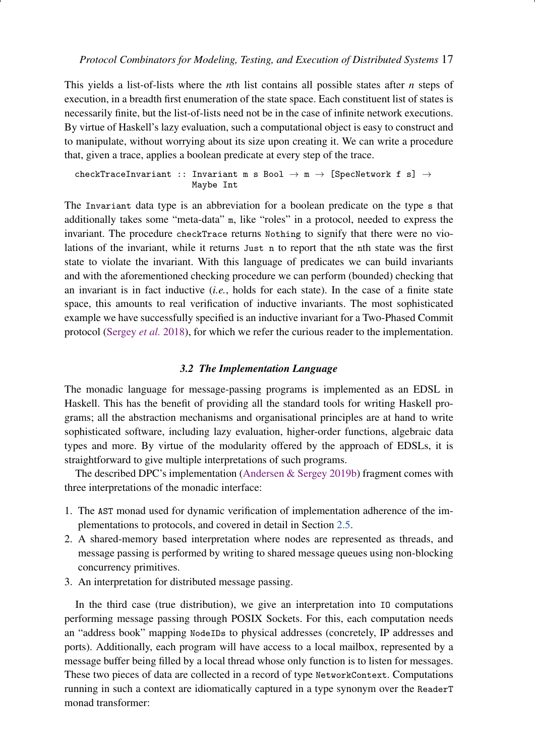This yields a list-of-lists where the *n*th list contains all possible states after *n* steps of execution, in a breadth first enumeration of the state space. Each constituent list of states is necessarily finite, but the list-of-lists need not be in the case of infinite network executions. By virtue of Haskell's lazy evaluation, such a computational object is easy to construct and to manipulate, without worrying about its size upon creating it. We can write a procedure that, given a trace, applies a boolean predicate at every step of the trace.

```
checkTraceInvariant :: Invariant m s Bool → m → [SpecNetwork f s] →
                       Maybe Int
```

The `Invariant` data type is an abbreviation for a boolean predicate on the type `s` that additionally takes some "meta-data" `m`, like "roles" in a protocol, needed to express the invariant. The procedure `checkTrace` returns `Nothing` to signify that there were no violations of the invariant, while it returns `Just n` to report that the `n`th state was the first state to violate the invariant. With this language of predicates we can build invariants and with the aforementioned checking procedure we can perform (bounded) checking that an invariant is in fact inductive (*i.e.*, holds for each state). In the case of a finite state space, this amounts to real verification of inductive invariants. The most sophisticated example we have successfully specified is an inductive invariant for a Two-Phased Commit protocol (Sergey *et al.* 2018), for which we refer the curious reader to the implementation.

### *3.2 The Implementation Language*

The monadic language for message-passing programs is implemented as an EDSL in Haskell. This has the benefit of providing all the standard tools for writing Haskell programs; all the abstraction mechanisms and organisational principles are at hand to write sophisticated software, including lazy evaluation, higher-order functions, algebraic data types and more. By virtue of the modularity offered by the approach of EDSLs, it is straightforward to give multiple interpretations of such programs.

The described DPC's implementation (Andersen & Sergey 2019b) fragment comes with three interpretations of the monadic interface:

1. The `AST` monad used for dynamic verification of implementation adherence of the implementations to protocols, and covered in detail in Section 2.5.
2. A shared-memory based interpretation where nodes are represented as threads, and message passing is performed by writing to shared message queues using non-blocking concurrency primitives.
3. An interpretation for distributed message passing.

In the third case (true distribution), we give an interpretation into `IO` computations performing message passing through POSIX Sockets. For this, each computation needs an "address book" mapping `NodeIDs` to physical addresses (concretely, IP addresses and ports). Additionally, each program will have access to a local mailbox, represented by a message buffer being filled by a local thread whose only function is to listen for messages. These two pieces of data are collected in a record of type `NetworkContext`. Computations running in such a context are idiomatically captured in a type synonym over the `ReaderT` monad transformer: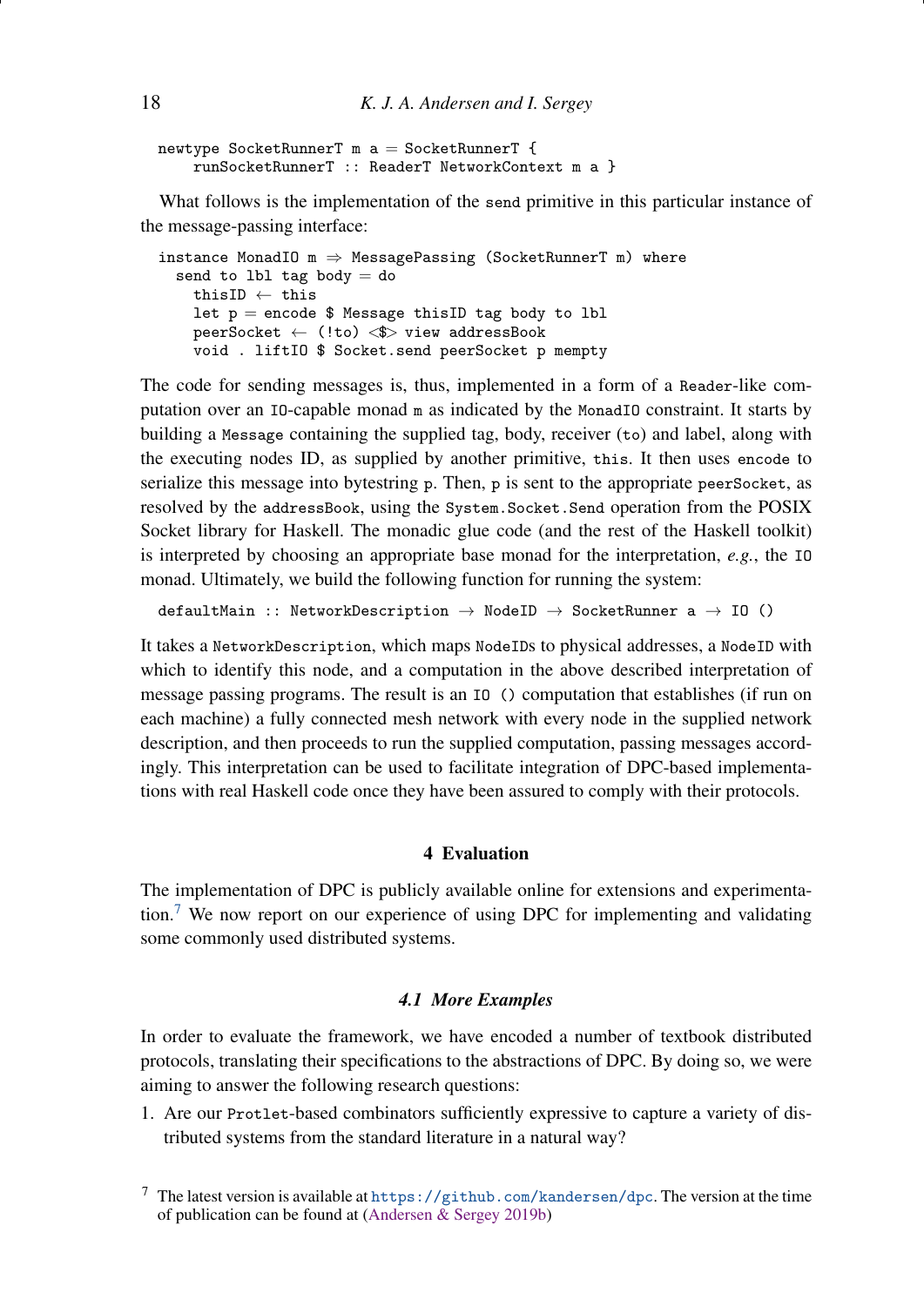```
newtype SocketRunnerT m a = SocketRunnerT {
    runSocketRunnerT :: ReaderT NetworkContext m a }
```

What follows is the implementation of the `send` primitive in this particular instance of the message-passing interface:

```
instance MonadIO m ⇒ MessagePassing (SocketRunnerT m) where
  send to lbl tag body = do
    thisID ← this
    let p = encode $ Message thisID tag body to lbl
    peerSocket ← (!to) <$> view addressBook
    void . liftIO $ Socket.send peerSocket p mempty
```

The code for sending messages is, thus, implemented in a form of a `Reader`-like computation over an `IO`-capable monad `m` as indicated by the `MonadIO` constraint. It starts by building a `Message` containing the supplied tag, body, receiver (`to`) and label, along with the executing nodes ID, as supplied by another primitive, `this`. It then uses `encode` to serialize this message into bytestring `p`. Then, `p` is sent to the appropriate `peerSocket`, as resolved by the `addressBook`, using the `System.Socket.Send` operation from the POSIX Socket library for Haskell. The monadic glue code (and the rest of the Haskell toolkit) is interpreted by choosing an appropriate base monad for the interpretation, *e.g.*, the `IO` monad. Ultimately, we build the following function for running the system:

```
defaultMain :: NetworkDescription → NodeID → SocketRunner a → IO ()
```

It takes a `NetworkDescription`, which maps `NodeID`s to physical addresses, a `NodeID` with which to identify this node, and a computation in the above described interpretation of message passing programs. The result is an `IO ()` computation that establishes (if run on each machine) a fully connected mesh network with every node in the supplied network description, and then proceeds to run the supplied computation, passing messages accordingly. This interpretation can be used to facilitate integration of DPC-based implementations with real Haskell code once they have been assured to comply with their protocols.

## 4 Evaluation

The implementation of DPC is publicly available online for extensions and experimentation.[7] We now report on our experience of using DPC for implementing and validating some commonly used distributed systems.

### 4.1 More Examples

In order to evaluate the framework, we have encoded a number of textbook distributed protocols, translating their specifications to the abstractions of DPC. By doing so, we were aiming to answer the following research questions:

1. Are our `Protlet`-based combinators sufficiently expressive to capture a variety of distributed systems from the standard literature in a natural way?

[7] The latest version is available at https://github.com/kandersen/dpc. The version at the time of publication can be found at (Andersen & Sergey 2019b)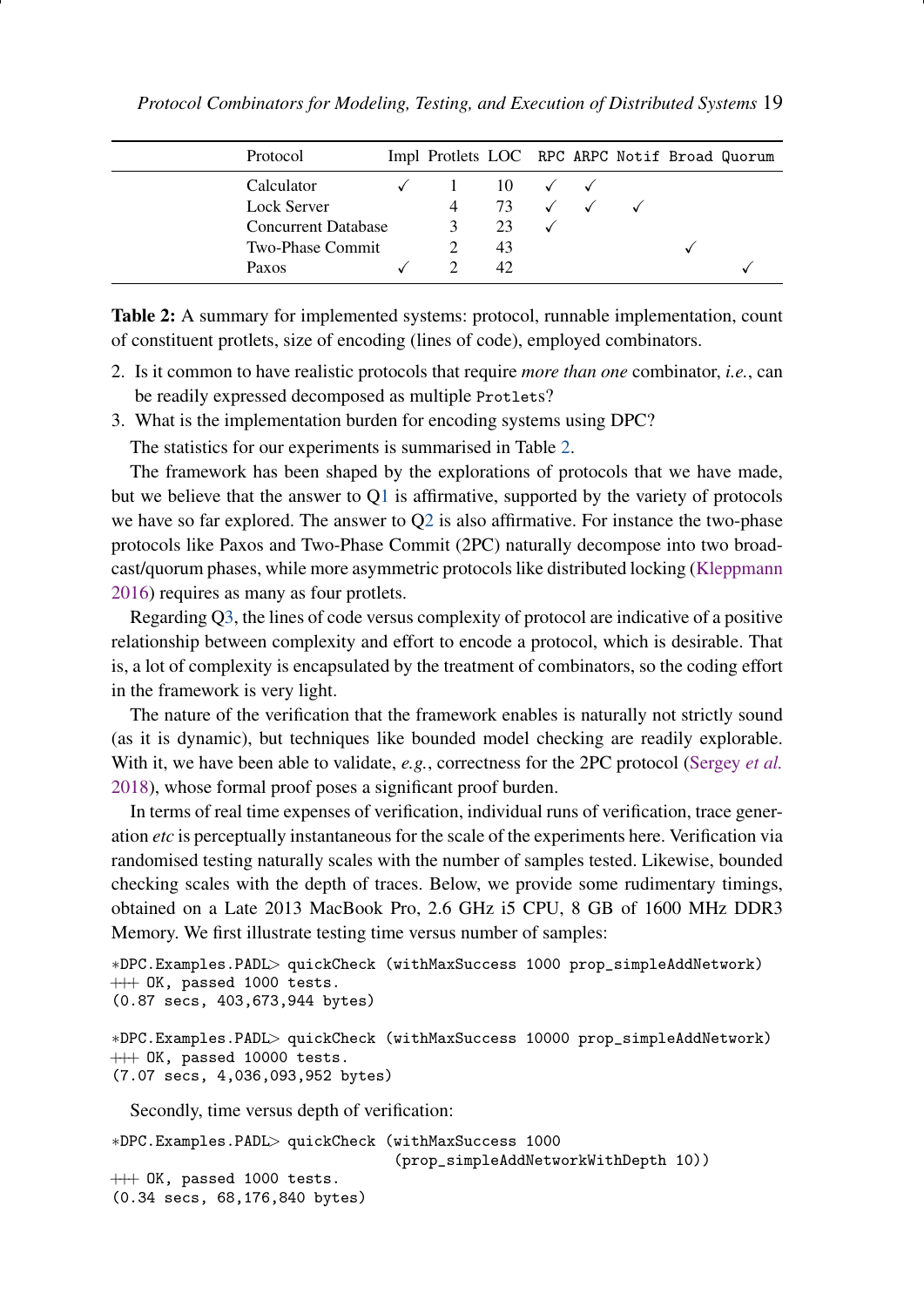| Protocol | Impl | Protlets | LOC | RPC | ARPC | Notif | Broad | Quorum |
|---|---|---|---|---|---|---|---|---|
| Calculator | ✓ | 1 | 10 | ✓ | ✓ | | | |
| Lock Server | | 4 | 73 | ✓ | ✓ | ✓ | | |
| Concurrent Database | | 3 | 23 | ✓ | | | | |
| Two-Phase Commit | | 2 | 43 | | | | ✓ | |
| Paxos | ✓ | 2 | 42 | | | | | ✓ |

**Table 2:** A summary for implemented systems: protocol, runnable implementation, count of constituent protlets, size of encoding (lines of code), employed combinators.

2. Is it common to have realistic protocols that require *more than one* combinator, *i.e.*, can be readily expressed decomposed as multiple `Protlets`?
3. What is the implementation burden for encoding systems using DPC?

The statistics for our experiments is summarised in Table 2.

The framework has been shaped by the explorations of protocols that we have made, but we believe that the answer to Q1 is affirmative, supported by the variety of protocols we have so far explored. The answer to Q2 is also affirmative. For instance the two-phase protocols like Paxos and Two-Phase Commit (2PC) naturally decompose into two broadcast/quorum phases, while more asymmetric protocols like distributed locking (Kleppmann 2016) requires as many as four protlets.

Regarding Q3, the lines of code versus complexity of protocol are indicative of a positive relationship between complexity and effort to encode a protocol, which is desirable. That is, a lot of complexity is encapsulated by the treatment of combinators, so the coding effort in the framework is very light.

The nature of the verification that the framework enables is naturally not strictly sound (as it is dynamic), but techniques like bounded model checking are readily explorable. With it, we have been able to validate, *e.g.*, correctness for the 2PC protocol (Sergey *et al.* 2018), whose formal proof poses a significant proof burden.

In terms of real time expenses of verification, individual runs of verification, trace generation *etc* is perceptually instantaneous for the scale of the experiments here. Verification via randomised testing naturally scales with the number of samples tested. Likewise, bounded checking scales with the depth of traces. Below, we provide some rudimentary timings, obtained on a Late 2013 MacBook Pro, 2.6 GHz i5 CPU, 8 GB of 1600 MHz DDR3 Memory. We first illustrate testing time versus number of samples:

```
*DPC.Examples.PADL> quickCheck (withMaxSuccess 1000 prop_simpleAddNetwork)
+++ OK, passed 1000 tests.
(0.87 secs, 403,673,944 bytes)

*DPC.Examples.PADL> quickCheck (withMaxSuccess 10000 prop_simpleAddNetwork)
+++ OK, passed 10000 tests.
(7.07 secs, 4,036,093,952 bytes)
```

Secondly, time versus depth of verification:

```
*DPC.Examples.PADL> quickCheck (withMaxSuccess 1000
                                (prop_simpleAddNetworkWithDepth 10))
+++ OK, passed 1000 tests.
(0.34 secs, 68,176,840 bytes)
```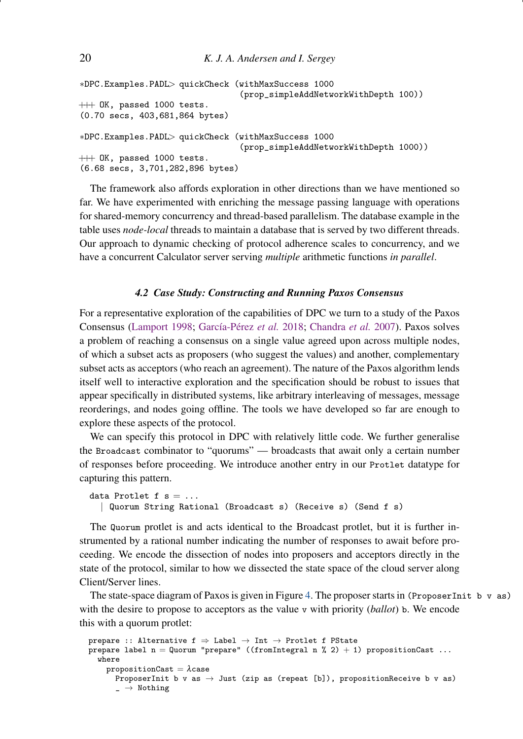```
*DPC.Examples.PADL> quickCheck (withMaxSuccess 1000
                                (prop_simpleAddNetworkWithDepth 100))
+++ OK, passed 1000 tests.
(0.70 secs, 403,681,864 bytes)

*DPC.Examples.PADL> quickCheck (withMaxSuccess 1000
                                (prop_simpleAddNetworkWithDepth 1000))
+++ OK, passed 1000 tests.
(6.68 secs, 3,701,282,896 bytes)
```

The framework also affords exploration in other directions than we have mentioned so far. We have experimented with enriching the message passing language with operations for shared-memory concurrency and thread-based parallelism. The database example in the table uses *node-local* threads to maintain a database that is served by two different threads. Our approach to dynamic checking of protocol adherence scales to concurrency, and we have a concurrent Calculator server serving *multiple* arithmetic functions *in parallel*.

### 4.2 Case Study: Constructing and Running Paxos Consensus

For a representative exploration of the capabilities of DPC we turn to a study of the Paxos Consensus (Lamport 1998; García-Pérez *et al.* 2018; Chandra *et al.* 2007). Paxos solves a problem of reaching a consensus on a single value agreed upon across multiple nodes, of which a subset acts as proposers (who suggest the values) and another, complementary subset acts as acceptors (who reach an agreement). The nature of the Paxos algorithm lends itself well to interactive exploration and the specification should be robust to issues that appear specifically in distributed systems, like arbitrary interleaving of messages, message reorderings, and nodes going offline. The tools we have developed so far are enough to explore these aspects of the protocol.

We can specify this protocol in DPC with relatively little code. We further generalise the `Broadcast` combinator to "quorums" — broadcasts that await only a certain number of responses before proceeding. We introduce another entry in our `Protlet` datatype for capturing this pattern.

```
data Protlet f s = ...
  | Quorum String Rational (Broadcast s) (Receive s) (Send f s)
```

The `Quorum` protlet is and acts identical to the Broadcast protlet, but it is further instrumented by a rational number indicating the number of responses to await before proceeding. We encode the dissection of nodes into proposers and acceptors directly in the state of the protocol, similar to how we dissected the state space of the cloud server along Client/Server lines.

The state-space diagram of Paxos is given in Figure 4. The proposer starts in `(ProposerInit b v as)` with the desire to propose to acceptors as the value `v` with priority (*ballot*) `b`. We encode this with a quorum protlet:

```
prepare :: Alternative f ⇒ Label → Int → Protlet f PState
prepare label n = Quorum "prepare" ((fromIntegral n % 2) + 1) propositionCast ...
  where
    propositionCast = λcase
      ProposerInit b v as → Just (zip as (repeat [b]), propositionReceive b v as)
      _ → Nothing
```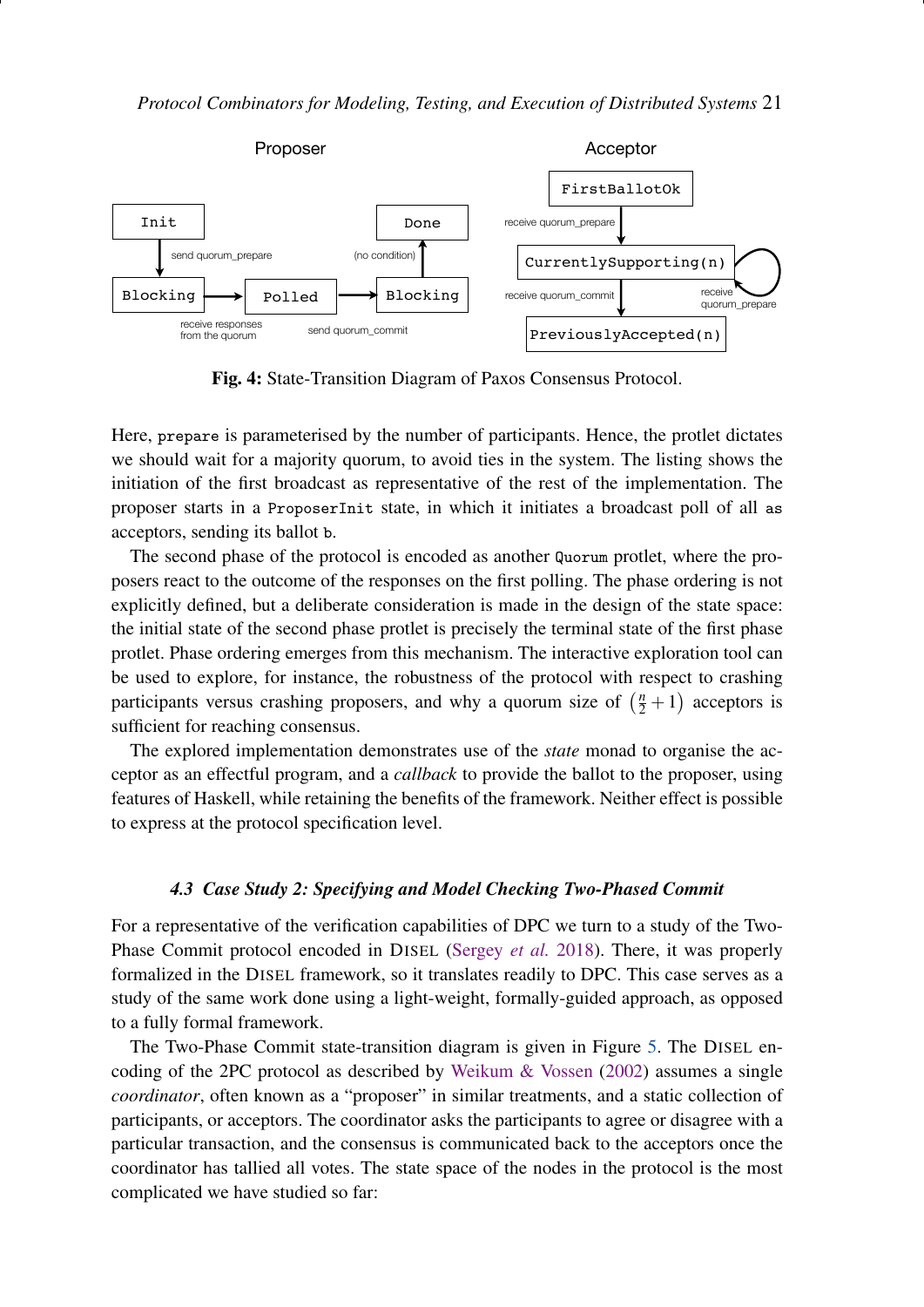**Fig. 4:** State-Transition Diagram of Paxos Consensus Protocol.

Here, `prepare` is parameterised by the number of participants. Hence, the protlet dictates we should wait for a majority quorum, to avoid ties in the system. The listing shows the initiation of the first broadcast as representative of the rest of the implementation. The proposer starts in a `ProposerInit` state, in which it initiates a broadcast poll of all `as` acceptors, sending its ballot `b`.

The second phase of the protocol is encoded as another `Quorum` protlet, where the proposers react to the outcome of the responses on the first polling. The phase ordering is not explicitly defined, but a deliberate consideration is made in the design of the state space: the initial state of the second phase protlet is precisely the terminal state of the first phase protlet. Phase ordering emerges from this mechanism. The interactive exploration tool can be used to explore, for instance, the robustness of the protocol with respect to crashing participants versus crashing proposers, and why a quorum size of $\left(\frac{n}{2}+1\right)$ acceptors is sufficient for reaching consensus.

The explored implementation demonstrates use of the *state* monad to organise the acceptor as an effectful program, and a *callback* to provide the ballot to the proposer, using features of Haskell, while retaining the benefits of the framework. Neither effect is possible to express at the protocol specification level.

### *4.3 Case Study 2: Specifying and Model Checking Two-Phased Commit*

For a representative of the verification capabilities of DPC we turn to a study of the Two-Phase Commit protocol encoded in DISEL (Sergey *et al.* 2018). There, it was properly formalized in the DISEL framework, so it translates readily to DPC. This case serves as a study of the same work done using a light-weight, formally-guided approach, as opposed to a fully formal framework.

The Two-Phase Commit state-transition diagram is given in Figure 5. The DISEL encoding of the 2PC protocol as described by Weikum & Vossen (2002) assumes a single *coordinator*, often known as a "proposer" in similar treatments, and a static collection of participants, or acceptors. The coordinator asks the participants to agree or disagree with a particular transaction, and the consensus is communicated back to the acceptors once the coordinator has tallied all votes. The state space of the nodes in the protocol is the most complicated we have studied so far: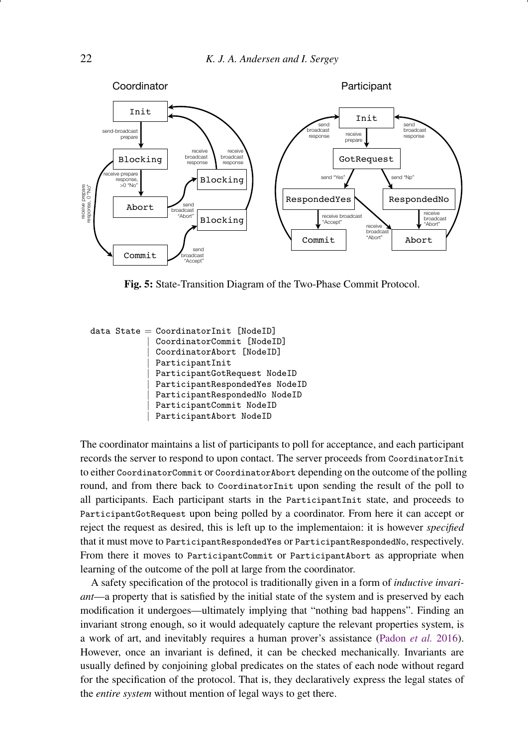**Fig. 5:** State-Transition Diagram of the Two-Phase Commit Protocol.

```
data State = CoordinatorInit [NodeID]
           | CoordinatorCommit [NodeID]
           | CoordinatorAbort [NodeID]
           | ParticipantInit
           | ParticipantGotRequest NodeID
           | ParticipantRespondedYes NodeID
           | ParticipantRespondedNo NodeID
           | ParticipantCommit NodeID
           | ParticipantAbort NodeID
```

The coordinator maintains a list of participants to poll for acceptance, and each participant records the server to respond to upon contact. The server proceeds from `CoordinatorInit` to either `CoordinatorCommit` or `CoordinatorAbort` depending on the outcome of the polling round, and from there back to `CoordinatorInit` upon sending the result of the poll to all participants. Each participant starts in the `ParticipantInit` state, and proceeds to `ParticipantGotRequest` upon being polled by a coordinator. From here it can accept or reject the request as desired, this is left up to the implementaion: it is however *specified* that it must move to `ParticipantRespondedYes` or `ParticipantRespondedNo`, respectively. From there it moves to `ParticipantCommit` or `ParticipantAbort` as appropriate when learning of the outcome of the poll at large from the coordinator.

A safety specification of the protocol is traditionally given in a form of *inductive invariant*—a property that is satisfied by the initial state of the system and is preserved by each modification it undergoes—ultimately implying that "nothing bad happens". Finding an invariant strong enough, so it would adequately capture the relevant properties system, is a work of art, and inevitably requires a human prover's assistance (Padon *et al.* 2016). However, once an invariant is defined, it can be checked mechanically. Invariants are usually defined by conjoining global predicates on the states of each node without regard for the specification of the protocol. That is, they declaratively express the legal states of the *entire system* without mention of legal ways to get there.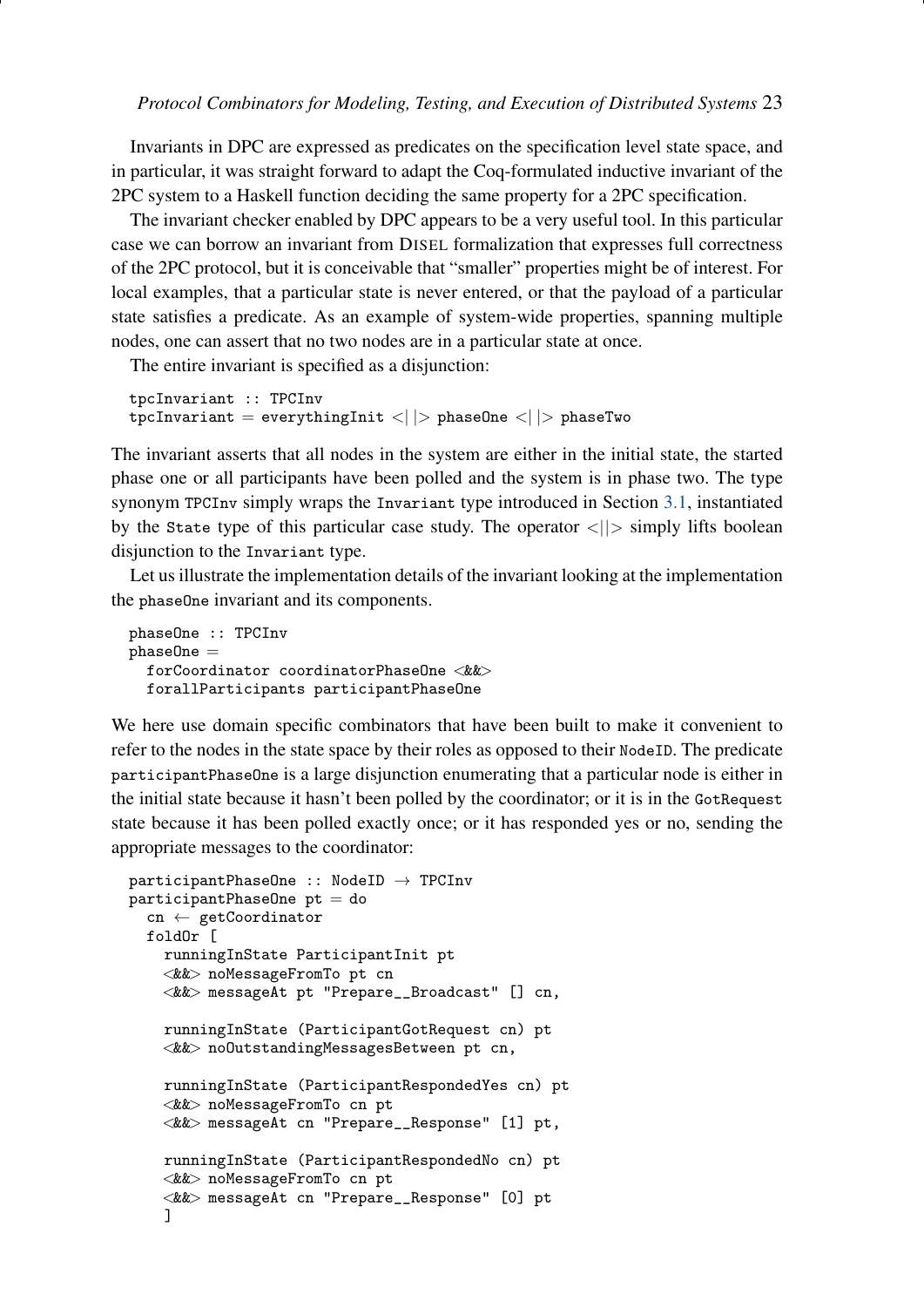Invariants in DPC are expressed as predicates on the specification level state space, and in particular, it was straight forward to adapt the Coq-formulated inductive invariant of the 2PC system to a Haskell function deciding the same property for a 2PC specification.

The invariant checker enabled by DPC appears to be a very useful tool. In this particular case we can borrow an invariant from DISEL formalization that expresses full correctness of the 2PC protocol, but it is conceivable that "smaller" properties might be of interest. For local examples, that a particular state is never entered, or that the payload of a particular state satisfies a predicate. As an example of system-wide properties, spanning multiple nodes, one can assert that no two nodes are in a particular state at once.

The entire invariant is specified as a disjunction:

```
tpcInvariant :: TPCInv
tpcInvariant = everythingInit <||> phaseOne <||> phaseTwo
```

The invariant asserts that all nodes in the system are either in the initial state, the started phase one or all participants have been polled and the system is in phase two. The type synonym `TPCInv` simply wraps the `Invariant` type introduced in Section 3.1, instantiated by the `State` type of this particular case study. The operator <||> simply lifts boolean disjunction to the `Invariant` type.

Let us illustrate the implementation details of the invariant looking at the implementation the `phaseOne` invariant and its components.

```
phaseOne :: TPCInv
phaseOne =
  forCoordinator coordinatorPhaseOne <&&>
  forallParticipants participantPhaseOne
```

We here use domain specific combinators that have been built to make it convenient to refer to the nodes in the state space by their roles as opposed to their `NodeID`. The predicate `participantPhaseOne` is a large disjunction enumerating that a particular node is either in the initial state because it hasn't been polled by the coordinator; or it is in the `GotRequest` state because it has been polled exactly once; or it has responded yes or no, sending the appropriate messages to the coordinator:

```
participantPhaseOne :: NodeID → TPCInv
participantPhaseOne pt = do
  cn ← getCoordinator
  foldOr [
    runningInState ParticipantInit pt
    <&&> noMessageFromTo pt cn
    <&&> messageAt pt "Prepare__Broadcast" [] cn,

    runningInState (ParticipantGotRequest cn) pt
    <&&> noOutstandingMessagesBetween pt cn,

    runningInState (ParticipantRespondedYes cn) pt
    <&&> noMessageFromTo cn pt
    <&&> messageAt cn "Prepare__Response" [1] pt,

    runningInState (ParticipantRespondedNo cn) pt
    <&&> noMessageFromTo cn pt
    <&&> messageAt cn "Prepare__Response" [0] pt
    ]
```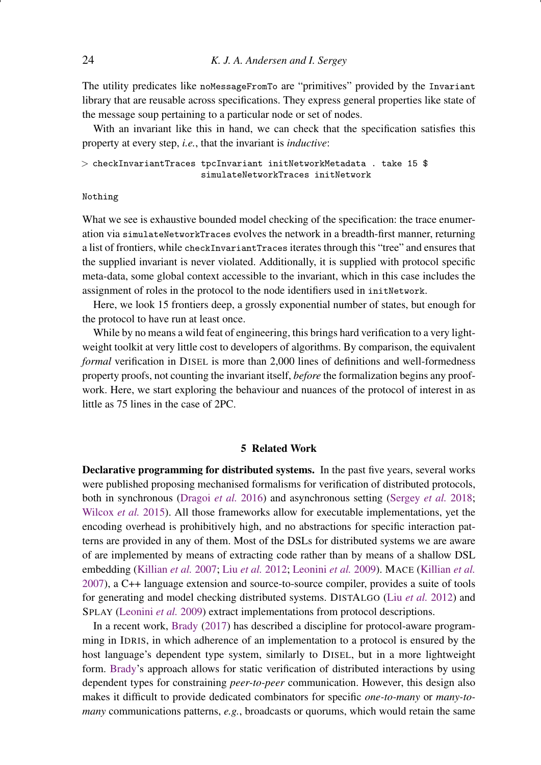The utility predicates like `noMessageFromTo` are "primitives" provided by the `Invariant` library that are reusable across specifications. They express general properties like state of the message soup pertaining to a particular node or set of nodes.

With an invariant like this in hand, we can check that the specification satisfies this property at every step, *i.e.*, that the invariant is *inductive*:

```
> checkInvariantTraces tpcInvariant initNetworkMetadata . take 15 $
                       simulateNetworkTraces initNetwork

Nothing
```

What we see is exhaustive bounded model checking of the specification: the trace enumeration via `simulateNetworkTraces` evolves the network in a breadth-first manner, returning a list of frontiers, while `checkInvariantTraces` iterates through this "tree" and ensures that the supplied invariant is never violated. Additionally, it is supplied with protocol specific meta-data, some global context accessible to the invariant, which in this case includes the assignment of roles in the protocol to the node identifiers used in `initNetwork`.

Here, we look 15 frontiers deep, a grossly exponential number of states, but enough for the protocol to have run at least once.

While by no means a wild feat of engineering, this brings hard verification to a very lightweight toolkit at very little cost to developers of algorithms. By comparison, the equivalent *formal* verification in DISEL is more than 2,000 lines of definitions and well-formedness property proofs, not counting the invariant itself, *before* the formalization begins any proofwork. Here, we start exploring the behaviour and nuances of the protocol of interest in as little as 75 lines in the case of 2PC.

## 5 Related Work

**Declarative programming for distributed systems.** In the past five years, several works were published proposing mechanised formalisms for verification of distributed protocols, both in synchronous (Dragoi *et al.* 2016) and asynchronous setting (Sergey *et al.* 2018; Wilcox *et al.* 2015). All those frameworks allow for executable implementations, yet the encoding overhead is prohibitively high, and no abstractions for specific interaction patterns are provided in any of them. Most of the DSLs for distributed systems we are aware of are implemented by means of extracting code rather than by means of a shallow DSL embedding (Killian *et al.* 2007; Liu *et al.* 2012; Leonini *et al.* 2009). MACE (Killian *et al.* 2007), a C++ language extension and source-to-source compiler, provides a suite of tools for generating and model checking distributed systems. DISTALGO (Liu *et al.* 2012) and SPLAY (Leonini *et al.* 2009) extract implementations from protocol descriptions.

In a recent work, Brady (2017) has described a discipline for protocol-aware programming in IDRIS, in which adherence of an implementation to a protocol is ensured by the host language's dependent type system, similarly to DISEL, but in a more lightweight form. Brady's approach allows for static verification of distributed interactions by using dependent types for constraining *peer-to-peer* communication. However, this design also makes it difficult to provide dedicated combinators for specific *one-to-many* or *many-to-many* communications patterns, *e.g.*, broadcasts or quorums, which would retain the same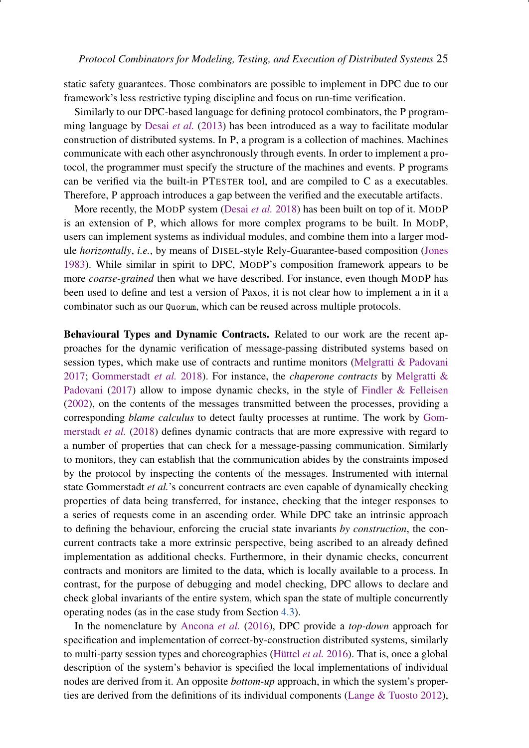static safety guarantees. Those combinators are possible to implement in DPC due to our framework's less restrictive typing discipline and focus on run-time verification.

Similarly to our DPC-based language for defining protocol combinators, the P programming language by Desai *et al.* (2013) has been introduced as a way to facilitate modular construction of distributed systems. In P, a program is a collection of machines. Machines communicate with each other asynchronously through events. In order to implement a protocol, the programmer must specify the structure of the machines and events. P programs can be verified via the built-in PTESTER tool, and are compiled to C as a executables. Therefore, P approach introduces a gap between the verified and the executable artifacts.

More recently, the MODP system (Desai *et al.* 2018) has been built on top of it. MODP is an extension of P, which allows for more complex programs to be built. In MODP, users can implement systems as individual modules, and combine them into a larger module *horizontally*, *i.e.*, by means of DISEL-style Rely-Guarantee-based composition (Jones 1983). While similar in spirit to DPC, MODP's composition framework appears to be more *coarse-grained* then what we have described. For instance, even though MODP has been used to define and test a version of Paxos, it is not clear how to implement a in it a combinator such as our `Quorum`, which can be reused across multiple protocols.

**Behavioural Types and Dynamic Contracts.** Related to our work are the recent approaches for the dynamic verification of message-passing distributed systems based on session types, which make use of contracts and runtime monitors (Melgratti & Padovani 2017; Gommerstadt *et al.* 2018). For instance, the *chaperone contracts* by Melgratti & Padovani (2017) allow to impose dynamic checks, in the style of Findler & Felleisen (2002), on the contents of the messages transmitted between the processes, providing a corresponding *blame calculus* to detect faulty processes at runtime. The work by Gommerstadt *et al.* (2018) defines dynamic contracts that are more expressive with regard to a number of properties that can check for a message-passing communication. Similarly to monitors, they can establish that the communication abides by the constraints imposed by the protocol by inspecting the contents of the messages. Instrumented with internal state Gommerstadt *et al.*'s concurrent contracts are even capable of dynamically checking properties of data being transferred, for instance, checking that the integer responses to a series of requests come in an ascending order. While DPC take an intrinsic approach to defining the behaviour, enforcing the crucial state invariants *by construction*, the concurrent contracts take a more extrinsic perspective, being ascribed to an already defined implementation as additional checks. Furthermore, in their dynamic checks, concurrent contracts and monitors are limited to the data, which is locally available to a process. In contrast, for the purpose of debugging and model checking, DPC allows to declare and check global invariants of the entire system, which span the state of multiple concurrently operating nodes (as in the case study from Section 4.3).

In the nomenclature by Ancona *et al.* (2016), DPC provide a *top-down* approach for specification and implementation of correct-by-construction distributed systems, similarly to multi-party session types and choreographies (Hüttel *et al.* 2016). That is, once a global description of the system's behavior is specified the local implementations of individual nodes are derived from it. An opposite *bottom-up* approach, in which the system's properties are derived from the definitions of its individual components (Lange & Tuosto 2012),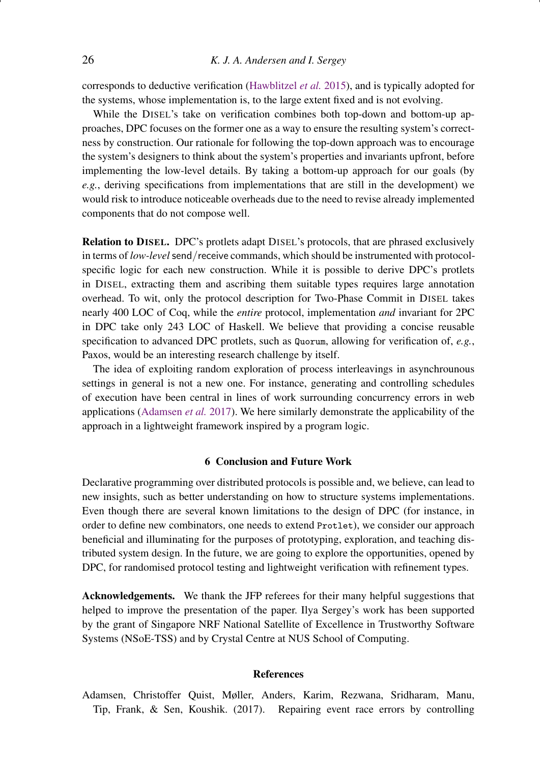corresponds to deductive verification (Hawblitzel *et al.* 2015), and is typically adopted for the systems, whose implementation is, to the large extent fixed and is not evolving.

While the DISEL's take on verification combines both top-down and bottom-up approaches, DPC focuses on the former one as a way to ensure the resulting system's correctness by construction. Our rationale for following the top-down approach was to encourage the system's designers to think about the system's properties and invariants upfront, before implementing the low-level details. By taking a bottom-up approach for our goals (by *e.g.*, deriving specifications from implementations that are still in the development) we would risk to introduce noticeable overheads due to the need to revise already implemented components that do not compose well.

**Relation to DISEL.** DPC's protlets adapt DISEL's protocols, that are phrased exclusively in terms of *low-level* send/receive commands, which should be instrumented with protocol-specific logic for each new construction. While it is possible to derive DPC's protlets in DISEL, extracting them and ascribing them suitable types requires large annotation overhead. To wit, only the protocol description for Two-Phase Commit in DISEL takes nearly 400 LOC of Coq, while the *entire* protocol, implementation *and* invariant for 2PC in DPC take only 243 LOC of Haskell. We believe that providing a concise reusable specification to advanced DPC protlets, such as `Quorum`, allowing for verification of, *e.g.*, Paxos, would be an interesting research challenge by itself.

The idea of exploiting random exploration of process interleavings in asynchrounous settings in general is not a new one. For instance, generating and controlling schedules of execution have been central in lines of work surrounding concurrency errors in web applications (Adamsen *et al.* 2017). We here similarly demonstrate the applicability of the approach in a lightweight framework inspired by a program logic.

## 6 Conclusion and Future Work

Declarative programming over distributed protocols is possible and, we believe, can lead to new insights, such as better understanding on how to structure systems implementations. Even though there are several known limitations to the design of DPC (for instance, in order to define new combinators, one needs to extend `Protlet`), we consider our approach beneficial and illuminating for the purposes of prototyping, exploration, and teaching distributed system design. In the future, we are going to explore the opportunities, opened by DPC, for randomised protocol testing and lightweight verification with refinement types.

**Acknowledgements.** We thank the JFP referees for their many helpful suggestions that helped to improve the presentation of the paper. Ilya Sergey's work has been supported by the grant of Singapore NRF National Satellite of Excellence in Trustworthy Software Systems (NSoE-TSS) and by Crystal Centre at NUS School of Computing.

## References

Adamsen, Christoffer Quist, Møller, Anders, Karim, Rezwana, Sridharam, Manu, Tip, Frank, & Sen, Koushik. (2017). Repairing event race errors by controlling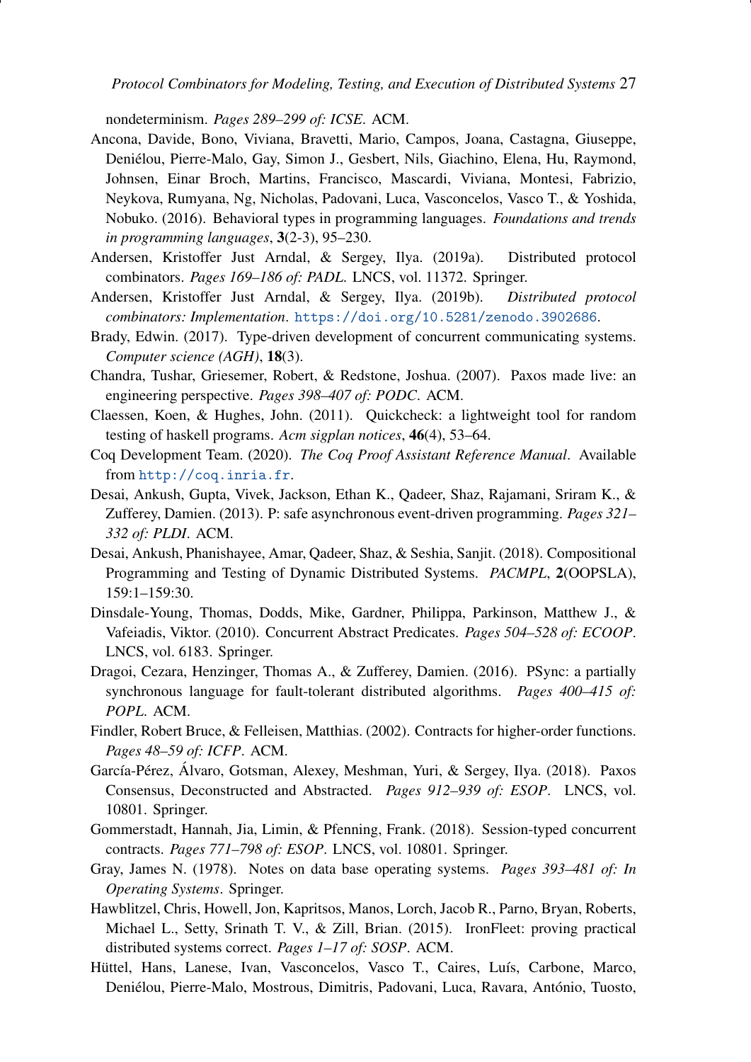nondeterminism. *Pages 289–299 of: ICSE*. ACM.

Ancona, Davide, Bono, Viviana, Bravetti, Mario, Campos, Joana, Castagna, Giuseppe, Deniélou, Pierre-Malo, Gay, Simon J., Gesbert, Nils, Giachino, Elena, Hu, Raymond, Johnsen, Einar Broch, Martins, Francisco, Mascardi, Viviana, Montesi, Fabrizio, Neykova, Rumyana, Ng, Nicholas, Padovani, Luca, Vasconcelos, Vasco T., & Yoshida, Nobuko. (2016). Behavioral types in programming languages. *Foundations and trends in programming languages*, **3**(2-3), 95–230.

Andersen, Kristoffer Just Arndal, & Sergey, Ilya. (2019a). Distributed protocol combinators. *Pages 169–186 of: PADL*. LNCS, vol. 11372. Springer.

Andersen, Kristoffer Just Arndal, & Sergey, Ilya. (2019b). *Distributed protocol combinators: Implementation*. https://doi.org/10.5281/zenodo.3902686.

Brady, Edwin. (2017). Type-driven development of concurrent communicating systems. *Computer science (AGH)*, **18**(3).

Chandra, Tushar, Griesemer, Robert, & Redstone, Joshua. (2007). Paxos made live: an engineering perspective. *Pages 398–407 of: PODC*. ACM.

Claessen, Koen, & Hughes, John. (2011). Quickcheck: a lightweight tool for random testing of haskell programs. *Acm sigplan notices*, **46**(4), 53–64.

Coq Development Team. (2020). *The Coq Proof Assistant Reference Manual*. Available from http://coq.inria.fr.

Desai, Ankush, Gupta, Vivek, Jackson, Ethan K., Qadeer, Shaz, Rajamani, Sriram K., & Zufferey, Damien. (2013). P: safe asynchronous event-driven programming. *Pages 321–332 of: PLDI*. ACM.

Desai, Ankush, Phanishayee, Amar, Qadeer, Shaz, & Seshia, Sanjit. (2018). Compositional Programming and Testing of Dynamic Distributed Systems. *PACMPL*, **2**(OOPSLA), 159:1–159:30.

Dinsdale-Young, Thomas, Dodds, Mike, Gardner, Philippa, Parkinson, Matthew J., & Vafeiadis, Viktor. (2010). Concurrent Abstract Predicates. *Pages 504–528 of: ECOOP*. LNCS, vol. 6183. Springer.

Dragoi, Cezara, Henzinger, Thomas A., & Zufferey, Damien. (2016). PSync: a partially synchronous language for fault-tolerant distributed algorithms. *Pages 400–415 of: POPL*. ACM.

Findler, Robert Bruce, & Felleisen, Matthias. (2002). Contracts for higher-order functions. *Pages 48–59 of: ICFP*. ACM.

García-Pérez, Álvaro, Gotsman, Alexey, Meshman, Yuri, & Sergey, Ilya. (2018). Paxos Consensus, Deconstructed and Abstracted. *Pages 912–939 of: ESOP*. LNCS, vol. 10801. Springer.

Gommerstadt, Hannah, Jia, Limin, & Pfenning, Frank. (2018). Session-typed concurrent contracts. *Pages 771–798 of: ESOP*. LNCS, vol. 10801. Springer.

Gray, James N. (1978). Notes on data base operating systems. *Pages 393–481 of: In Operating Systems*. Springer.

Hawblitzel, Chris, Howell, Jon, Kapritsos, Manos, Lorch, Jacob R., Parno, Bryan, Roberts, Michael L., Setty, Srinath T. V., & Zill, Brian. (2015). IronFleet: proving practical distributed systems correct. *Pages 1–17 of: SOSP*. ACM.

Hüttel, Hans, Lanese, Ivan, Vasconcelos, Vasco T., Caires, Luís, Carbone, Marco, Deniélou, Pierre-Malo, Mostrous, Dimitris, Padovani, Luca, Ravara, António, Tuosto,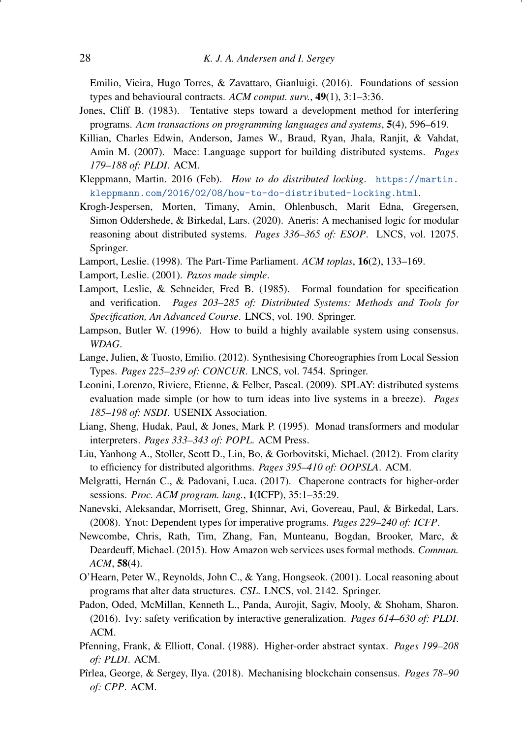Emilio, Vieira, Hugo Torres, & Zavattaro, Gianluigi. (2016). Foundations of session types and behavioural contracts. *ACM comput. surv.*, **49**(1), 3:1–3:36.

Jones, Cliff B. (1983). Tentative steps toward a development method for interfering programs. *Acm transactions on programming languages and systems*, **5**(4), 596–619.

Killian, Charles Edwin, Anderson, James W., Braud, Ryan, Jhala, Ranjit, & Vahdat, Amin M. (2007). Mace: Language support for building distributed systems. *Pages 179–188 of: PLDI*. ACM.

Kleppmann, Martin. 2016 (Feb). *How to do distributed locking*. `https://martin.kleppmann.com/2016/02/08/how-to-do-distributed-locking.html`.

Krogh-Jespersen, Morten, Timany, Amin, Ohlenbusch, Marit Edna, Gregersen, Simon Oddershede, & Birkedal, Lars. (2020). Aneris: A mechanised logic for modular reasoning about distributed systems. *Pages 336–365 of: ESOP*. LNCS, vol. 12075. Springer.

Lamport, Leslie. (1998). The Part-Time Parliament. *ACM toplas*, **16**(2), 133–169.

Lamport, Leslie. (2001). *Paxos made simple*.

Lamport, Leslie, & Schneider, Fred B. (1985). Formal foundation for specification and verification. *Pages 203–285 of: Distributed Systems: Methods and Tools for Specification, An Advanced Course*. LNCS, vol. 190. Springer.

Lampson, Butler W. (1996). How to build a highly available system using consensus. *WDAG*.

Lange, Julien, & Tuosto, Emilio. (2012). Synthesising Choreographies from Local Session Types. *Pages 225–239 of: CONCUR*. LNCS, vol. 7454. Springer.

Leonini, Lorenzo, Riviere, Etienne, & Felber, Pascal. (2009). SPLAY: distributed systems evaluation made simple (or how to turn ideas into live systems in a breeze). *Pages 185–198 of: NSDI*. USENIX Association.

Liang, Sheng, Hudak, Paul, & Jones, Mark P. (1995). Monad transformers and modular interpreters. *Pages 333–343 of: POPL*. ACM Press.

Liu, Yanhong A., Stoller, Scott D., Lin, Bo, & Gorbovitski, Michael. (2012). From clarity to efficiency for distributed algorithms. *Pages 395–410 of: OOPSLA*. ACM.

Melgratti, Hernán C., & Padovani, Luca. (2017). Chaperone contracts for higher-order sessions. *Proc. ACM program. lang.*, **1**(ICFP), 35:1–35:29.

Nanevski, Aleksandar, Morrisett, Greg, Shinnar, Avi, Govereau, Paul, & Birkedal, Lars. (2008). Ynot: Dependent types for imperative programs. *Pages 229–240 of: ICFP*.

Newcombe, Chris, Rath, Tim, Zhang, Fan, Munteanu, Bogdan, Brooker, Marc, & Deardeuff, Michael. (2015). How Amazon web services uses formal methods. *Commun. ACM*, **58**(4).

O'Hearn, Peter W., Reynolds, John C., & Yang, Hongseok. (2001). Local reasoning about programs that alter data structures. *CSL*. LNCS, vol. 2142. Springer.

Padon, Oded, McMillan, Kenneth L., Panda, Aurojit, Sagiv, Mooly, & Shoham, Sharon. (2016). Ivy: safety verification by interactive generalization. *Pages 614–630 of: PLDI*. ACM.

Pfenning, Frank, & Elliott, Conal. (1988). Higher-order abstract syntax. *Pages 199–208 of: PLDI*. ACM.

Pîrlea, George, & Sergey, Ilya. (2018). Mechanising blockchain consensus. *Pages 78–90 of: CPP*. ACM.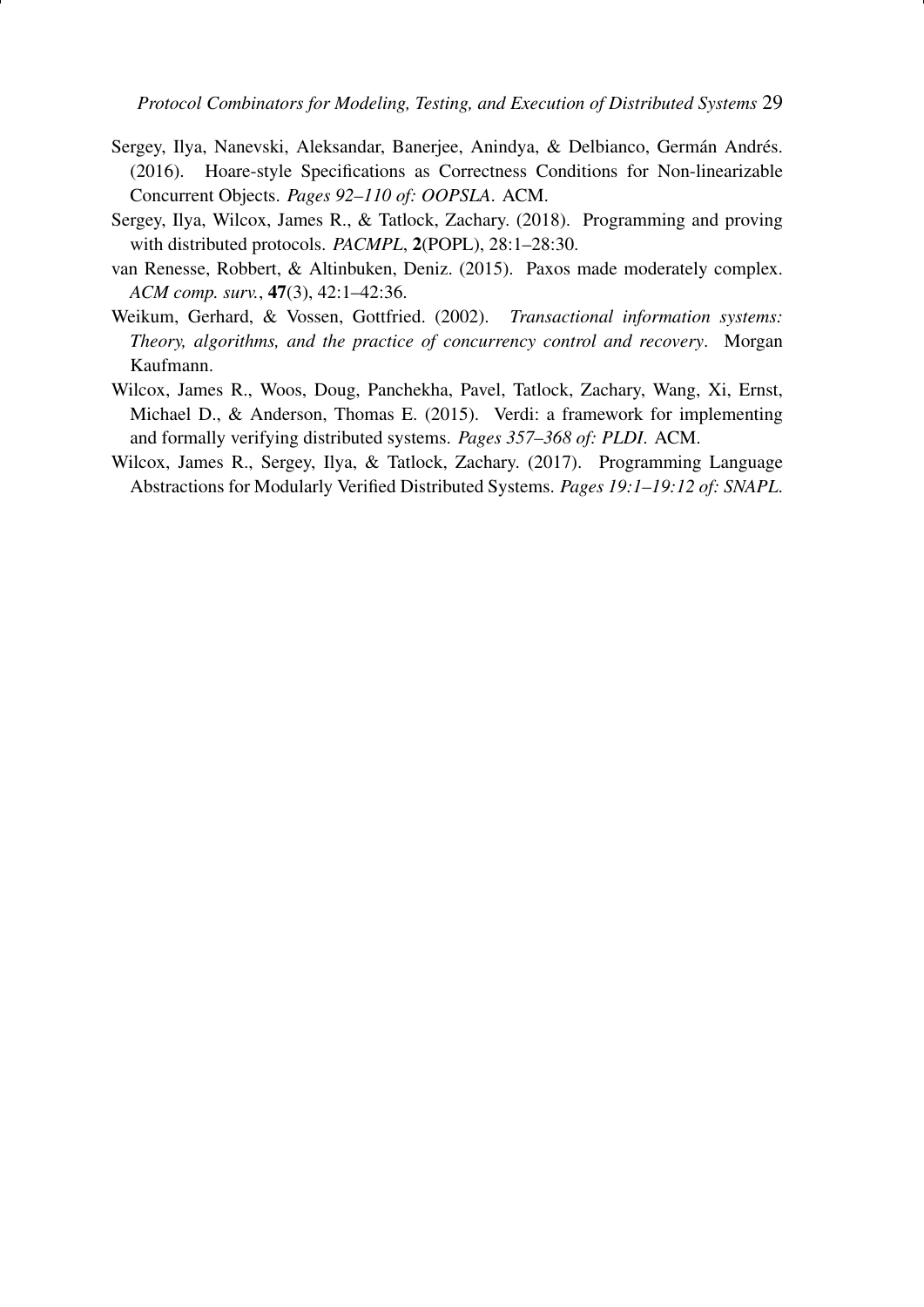Sergey, Ilya, Nanevski, Aleksandar, Banerjee, Anindya, & Delbianco, Germán Andrés. (2016). Hoare-style Specifications as Correctness Conditions for Non-linearizable Concurrent Objects. *Pages 92–110 of: OOPSLA*. ACM.

Sergey, Ilya, Wilcox, James R., & Tatlock, Zachary. (2018). Programming and proving with distributed protocols. *PACMPL*, **2**(POPL), 28:1–28:30.

van Renesse, Robbert, & Altinbuken, Deniz. (2015). Paxos made moderately complex. *ACM comp. surv.*, **47**(3), 42:1–42:36.

Weikum, Gerhard, & Vossen, Gottfried. (2002). *Transactional information systems: Theory, algorithms, and the practice of concurrency control and recovery*. Morgan Kaufmann.

Wilcox, James R., Woos, Doug, Panchekha, Pavel, Tatlock, Zachary, Wang, Xi, Ernst, Michael D., & Anderson, Thomas E. (2015). Verdi: a framework for implementing and formally verifying distributed systems. *Pages 357–368 of: PLDI*. ACM.

Wilcox, James R., Sergey, Ilya, & Tatlock, Zachary. (2017). Programming Language Abstractions for Modularly Verified Distributed Systems. *Pages 19:1–19:12 of: SNAPL*.